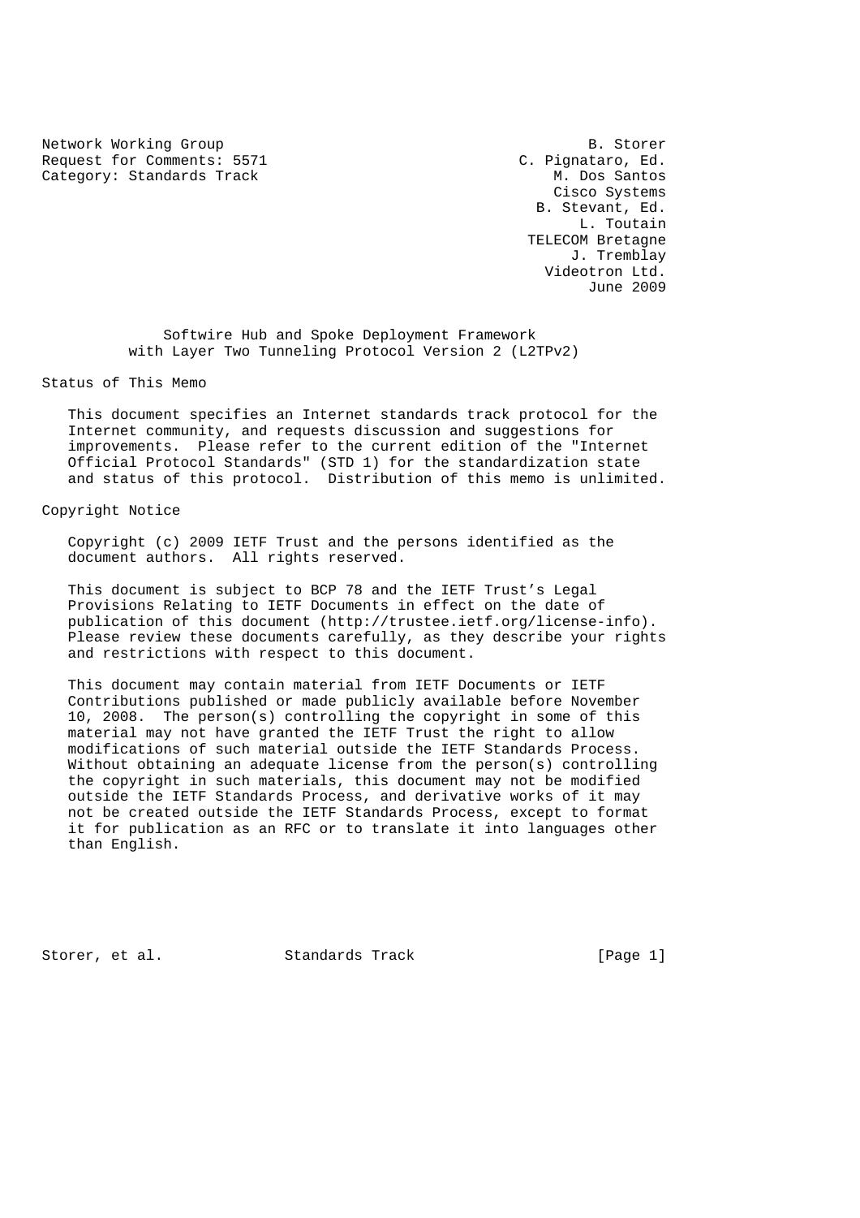Network Working Group B. Storer
Request for Comments: 5571 C. Pignataro, Ed.
Category: Standards Track M. Dos Santos
Cisco Systems
B. Stevant, Ed.
L. Toutain
TELECOM Bretagne
J. Tremblay
Videotron Ltd.
June 2009

# Softwire Hub and Spoke Deployment Framework with Layer Two Tunneling Protocol Version 2 (L2TPv2)

## Status of This Memo

This document specifies an Internet standards track protocol for the Internet community, and requests discussion and suggestions for improvements. Please refer to the current edition of the "Internet Official Protocol Standards" (STD 1) for the standardization state and status of this protocol. Distribution of this memo is unlimited.

## Copyright Notice

Copyright (c) 2009 IETF Trust and the persons identified as the document authors. All rights reserved.

This document is subject to BCP 78 and the IETF Trust's Legal Provisions Relating to IETF Documents in effect on the date of publication of this document (http://trustee.ietf.org/license-info). Please review these documents carefully, as they describe your rights and restrictions with respect to this document.

This document may contain material from IETF Documents or IETF Contributions published or made publicly available before November 10, 2008. The person(s) controlling the copyright in some of this material may not have granted the IETF Trust the right to allow modifications of such material outside the IETF Standards Process. Without obtaining an adequate license from the person(s) controlling the copyright in such materials, this document may not be modified outside the IETF Standards Process, and derivative works of it may not be created outside the IETF Standards Process, except to format it for publication as an RFC or to translate it into languages other than English.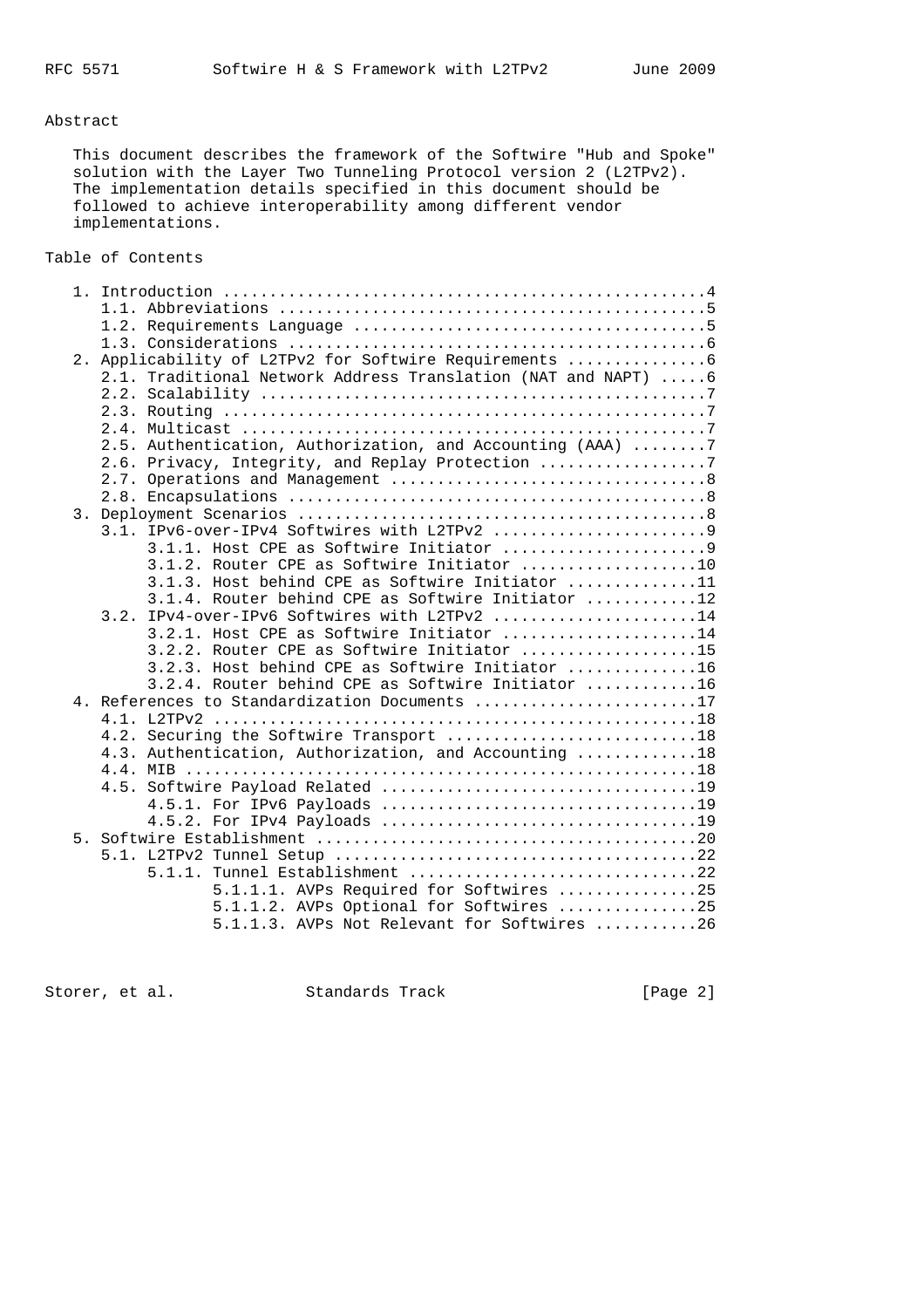## Abstract

This document describes the framework of the Softwire "Hub and Spoke" solution with the Layer Two Tunneling Protocol version 2 (L2TPv2). The implementation details specified in this document should be followed to achieve interoperability among different vendor implementations.

## Table of Contents

```
   1. Introduction ....................................................4
      1.1. Abbreviations ..............................................5
      1.2. Requirements Language ......................................5
      1.3. Considerations .............................................6
   2. Applicability of L2TPv2 for Softwire Requirements ...............6
      2.1. Traditional Network Address Translation (NAT and NAPT) .....6
      2.2. Scalability ................................................7
      2.3. Routing ....................................................7
      2.4. Multicast ..................................................7
      2.5. Authentication, Authorization, and Accounting (AAA) ........7
      2.6. Privacy, Integrity, and Replay Protection ..................7
      2.7. Operations and Management ..................................8
      2.8. Encapsulations .............................................8
   3. Deployment Scenarios ............................................8
      3.1. IPv6-over-IPv4 Softwires with L2TPv2 .......................9
           3.1.1. Host CPE as Softwire Initiator ......................9
           3.1.2. Router CPE as Softwire Initiator ...................10
           3.1.3. Host behind CPE as Softwire Initiator ..............11
           3.1.4. Router behind CPE as Softwire Initiator ............12
      3.2. IPv4-over-IPv6 Softwires with L2TPv2 ......................14
           3.2.1. Host CPE as Softwire Initiator .....................14
           3.2.2. Router CPE as Softwire Initiator ...................15
           3.2.3. Host behind CPE as Softwire Initiator ..............16
           3.2.4. Router behind CPE as Softwire Initiator ............16
   4. References to Standardization Documents ........................17
      4.1. L2TPv2 ....................................................18
      4.2. Securing the Softwire Transport ...........................18
      4.3. Authentication, Authorization, and Accounting .............18
      4.4. MIB .......................................................18
      4.5. Softwire Payload Related ..................................19
           4.5.1. For IPv6 Payloads ..................................19
           4.5.2. For IPv4 Payloads ..................................19
   5. Softwire Establishment .........................................20
      5.1. L2TPv2 Tunnel Setup .......................................22
           5.1.1. Tunnel Establishment ...............................22
                  5.1.1.1. AVPs Required for Softwires ...............25
                  5.1.1.2. AVPs Optional for Softwires ...............25
                  5.1.1.3. AVPs Not Relevant for Softwires ...........26
```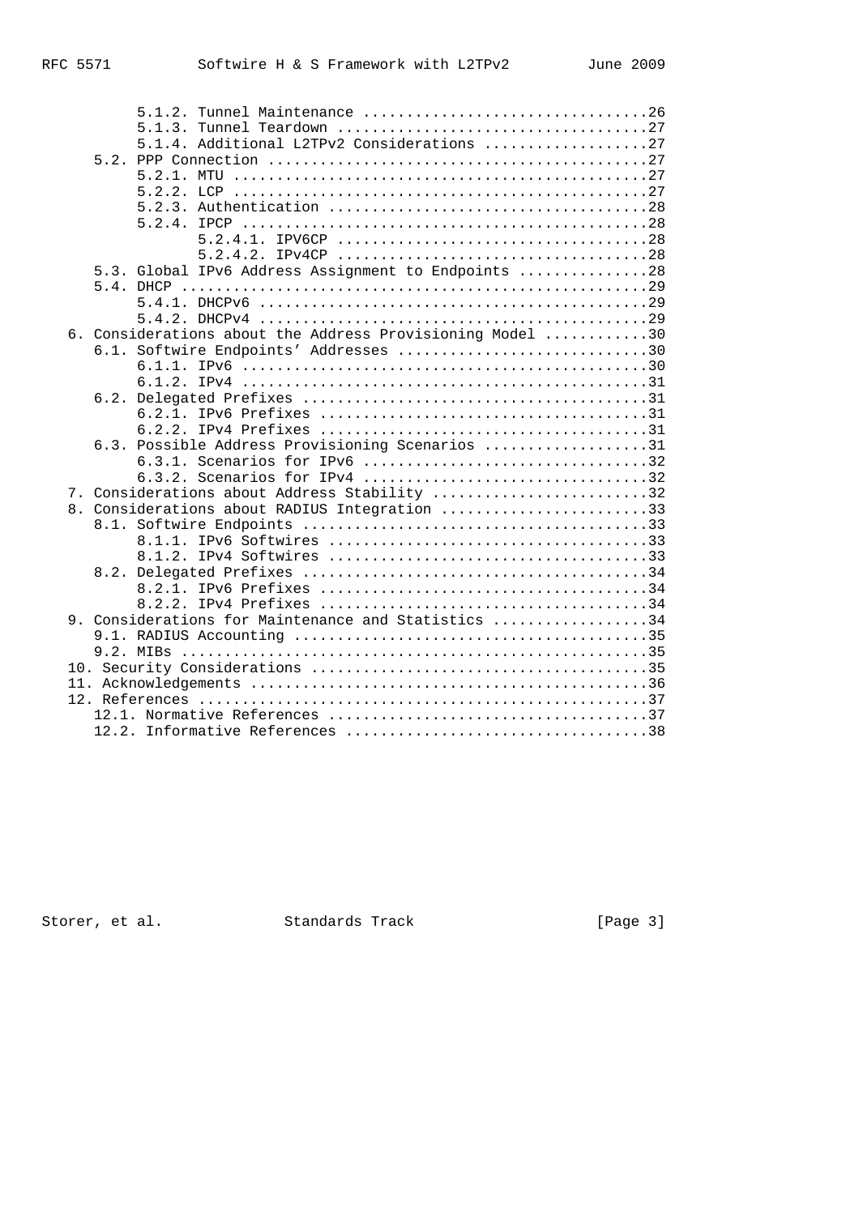```
         5.1.2. Tunnel Maintenance .................................26
         5.1.3. Tunnel Teardown ....................................27
         5.1.4. Additional L2TPv2 Considerations ...................27
    5.2. PPP Connection ............................................27
         5.2.1. MTU ................................................27
         5.2.2. LCP ................................................27
         5.2.3. Authentication .....................................28
         5.2.4. IPCP ...............................................28
                5.2.4.1. IPV6CP ....................................28
                5.2.4.2. IPv4CP ....................................28
    5.3. Global IPv6 Address Assignment to Endpoints ...............28
    5.4. DHCP ......................................................29
         5.4.1. DHCPv6 .............................................29
         5.4.2. DHCPv4 .............................................29
 6. Considerations about the Address Provisioning Model ............30
    6.1. Softwire Endpoints' Addresses .............................30
         6.1.1. IPv6 ...............................................30
         6.1.2. IPv4 ...............................................31
    6.2. Delegated Prefixes ........................................31
         6.2.1. IPv6 Prefixes ......................................31
         6.2.2. IPv4 Prefixes ......................................31
    6.3. Possible Address Provisioning Scenarios ...................31
         6.3.1. Scenarios for IPv6 .................................32
         6.3.2. Scenarios for IPv4 .................................32
 7. Considerations about Address Stability .........................32
 8. Considerations about RADIUS Integration ........................33
    8.1. Softwire Endpoints ........................................33
         8.1.1. IPv6 Softwires .....................................33
         8.1.2. IPv4 Softwires .....................................33
    8.2. Delegated Prefixes ........................................34
         8.2.1. IPv6 Prefixes ......................................34
         8.2.2. IPv4 Prefixes ......................................34
 9. Considerations for Maintenance and Statistics ..................34
    9.1. RADIUS Accounting .........................................35
    9.2. MIBs ......................................................35
 10. Security Considerations .......................................35
 11. Acknowledgements ..............................................36
 12. References ....................................................37
    12.1. Normative References .....................................37
    12.2. Informative References ...................................38
```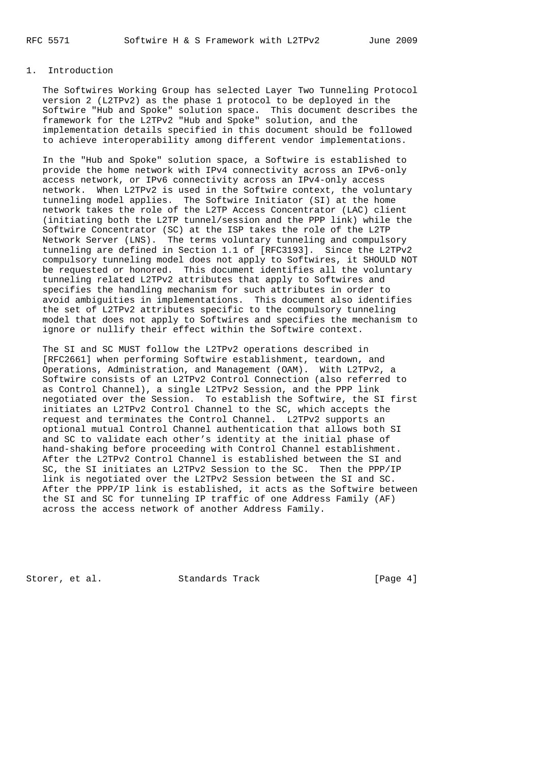## 1. Introduction

The Softwires Working Group has selected Layer Two Tunneling Protocol version 2 (L2TPv2) as the phase 1 protocol to be deployed in the Softwire "Hub and Spoke" solution space. This document describes the framework for the L2TPv2 "Hub and Spoke" solution, and the implementation details specified in this document should be followed to achieve interoperability among different vendor implementations.

In the "Hub and Spoke" solution space, a Softwire is established to provide the home network with IPv4 connectivity across an IPv6-only access network, or IPv6 connectivity across an IPv4-only access network. When L2TPv2 is used in the Softwire context, the voluntary tunneling model applies. The Softwire Initiator (SI) at the home network takes the role of the L2TP Access Concentrator (LAC) client (initiating both the L2TP tunnel/session and the PPP link) while the Softwire Concentrator (SC) at the ISP takes the role of the L2TP Network Server (LNS). The terms voluntary tunneling and compulsory tunneling are defined in Section 1.1 of [RFC3193]. Since the L2TPv2 compulsory tunneling model does not apply to Softwires, it SHOULD NOT be requested or honored. This document identifies all the voluntary tunneling related L2TPv2 attributes that apply to Softwires and specifies the handling mechanism for such attributes in order to avoid ambiguities in implementations. This document also identifies the set of L2TPv2 attributes specific to the compulsory tunneling model that does not apply to Softwires and specifies the mechanism to ignore or nullify their effect within the Softwire context.

The SI and SC MUST follow the L2TPv2 operations described in [RFC2661] when performing Softwire establishment, teardown, and Operations, Administration, and Management (OAM). With L2TPv2, a Softwire consists of an L2TPv2 Control Connection (also referred to as Control Channel), a single L2TPv2 Session, and the PPP link negotiated over the Session. To establish the Softwire, the SI first initiates an L2TPv2 Control Channel to the SC, which accepts the request and terminates the Control Channel. L2TPv2 supports an optional mutual Control Channel authentication that allows both SI and SC to validate each other's identity at the initial phase of hand-shaking before proceeding with Control Channel establishment. After the L2TPv2 Control Channel is established between the SI and SC, the SI initiates an L2TPv2 Session to the SC. Then the PPP/IP link is negotiated over the L2TPv2 Session between the SI and SC. After the PPP/IP link is established, it acts as the Softwire between the SI and SC for tunneling IP traffic of one Address Family (AF) across the access network of another Address Family.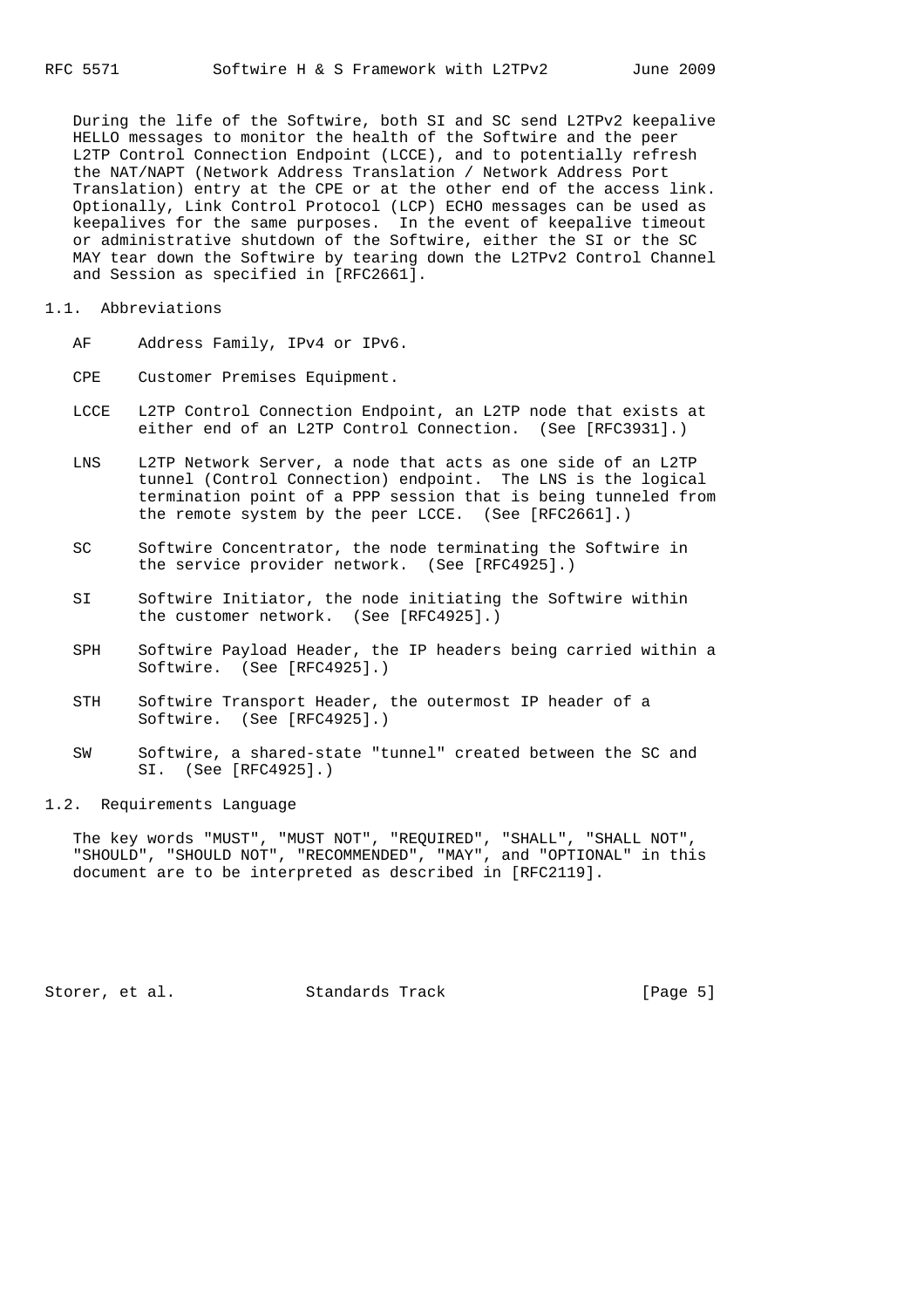During the life of the Softwire, both SI and SC send L2TPv2 keepalive HELLO messages to monitor the health of the Softwire and the peer L2TP Control Connection Endpoint (LCCE), and to potentially refresh the NAT/NAPT (Network Address Translation / Network Address Port Translation) entry at the CPE or at the other end of the access link. Optionally, Link Control Protocol (LCP) ECHO messages can be used as keepalives for the same purposes. In the event of keepalive timeout or administrative shutdown of the Softwire, either the SI or the SC MAY tear down the Softwire by tearing down the L2TPv2 Control Channel and Session as specified in [RFC2661].

## 1.1. Abbreviations

- **AF** Address Family, IPv4 or IPv6.
- **CPE** Customer Premises Equipment.
- **LCCE** L2TP Control Connection Endpoint, an L2TP node that exists at either end of an L2TP Control Connection. (See [RFC3931].)
- **LNS** L2TP Network Server, a node that acts as one side of an L2TP tunnel (Control Connection) endpoint. The LNS is the logical termination point of a PPP session that is being tunneled from the remote system by the peer LCCE. (See [RFC2661].)
- **SC** Softwire Concentrator, the node terminating the Softwire in the service provider network. (See [RFC4925].)
- **SI** Softwire Initiator, the node initiating the Softwire within the customer network. (See [RFC4925].)
- **SPH** Softwire Payload Header, the IP headers being carried within a Softwire. (See [RFC4925].)
- **STH** Softwire Transport Header, the outermost IP header of a Softwire. (See [RFC4925].)
- **SW** Softwire, a shared-state "tunnel" created between the SC and SI. (See [RFC4925].)

## 1.2. Requirements Language

The key words "MUST", "MUST NOT", "REQUIRED", "SHALL", "SHALL NOT", "SHOULD", "SHOULD NOT", "RECOMMENDED", "MAY", and "OPTIONAL" in this document are to be interpreted as described in [RFC2119].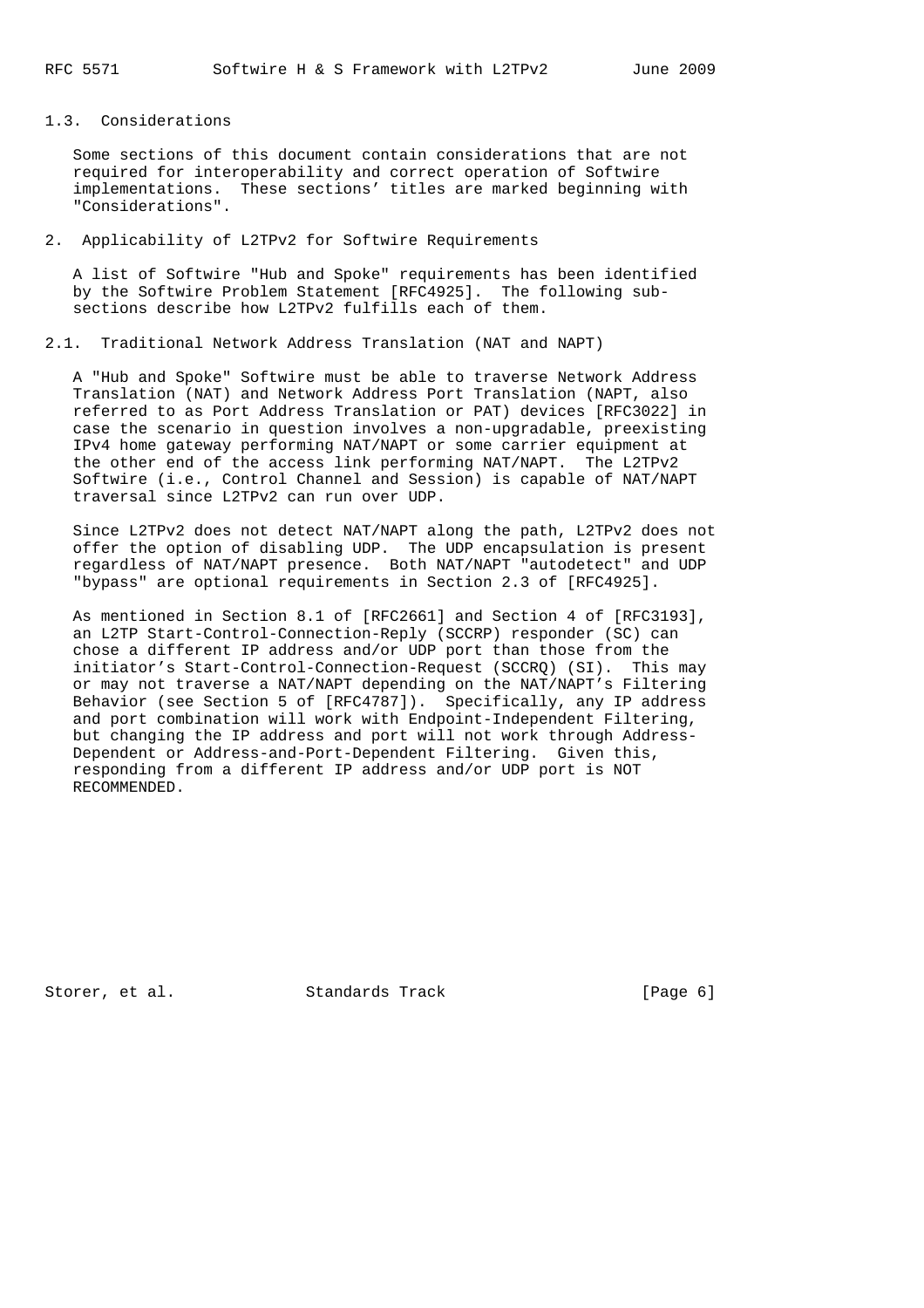### 1.3. Considerations

Some sections of this document contain considerations that are not required for interoperability and correct operation of Softwire implementations. These sections' titles are marked beginning with "Considerations".

## 2. Applicability of L2TPv2 for Softwire Requirements

A list of Softwire "Hub and Spoke" requirements has been identified by the Softwire Problem Statement [RFC4925]. The following sub-sections describe how L2TPv2 fulfills each of them.

### 2.1. Traditional Network Address Translation (NAT and NAPT)

A "Hub and Spoke" Softwire must be able to traverse Network Address Translation (NAT) and Network Address Port Translation (NAPT, also referred to as Port Address Translation or PAT) devices [RFC3022] in case the scenario in question involves a non-upgradable, preexisting IPv4 home gateway performing NAT/NAPT or some carrier equipment at the other end of the access link performing NAT/NAPT. The L2TPv2 Softwire (i.e., Control Channel and Session) is capable of NAT/NAPT traversal since L2TPv2 can run over UDP.

Since L2TPv2 does not detect NAT/NAPT along the path, L2TPv2 does not offer the option of disabling UDP. The UDP encapsulation is present regardless of NAT/NAPT presence. Both NAT/NAPT "autodetect" and UDP "bypass" are optional requirements in Section 2.3 of [RFC4925].

As mentioned in Section 8.1 of [RFC2661] and Section 4 of [RFC3193], an L2TP Start-Control-Connection-Reply (SCCRP) responder (SC) can chose a different IP address and/or UDP port than those from the initiator's Start-Control-Connection-Request (SCCRQ) (SI). This may or may not traverse a NAT/NAPT depending on the NAT/NAPT's Filtering Behavior (see Section 5 of [RFC4787]). Specifically, any IP address and port combination will work with Endpoint-Independent Filtering, but changing the IP address and port will not work through Address-Dependent or Address-and-Port-Dependent Filtering. Given this, responding from a different IP address and/or UDP port is NOT RECOMMENDED.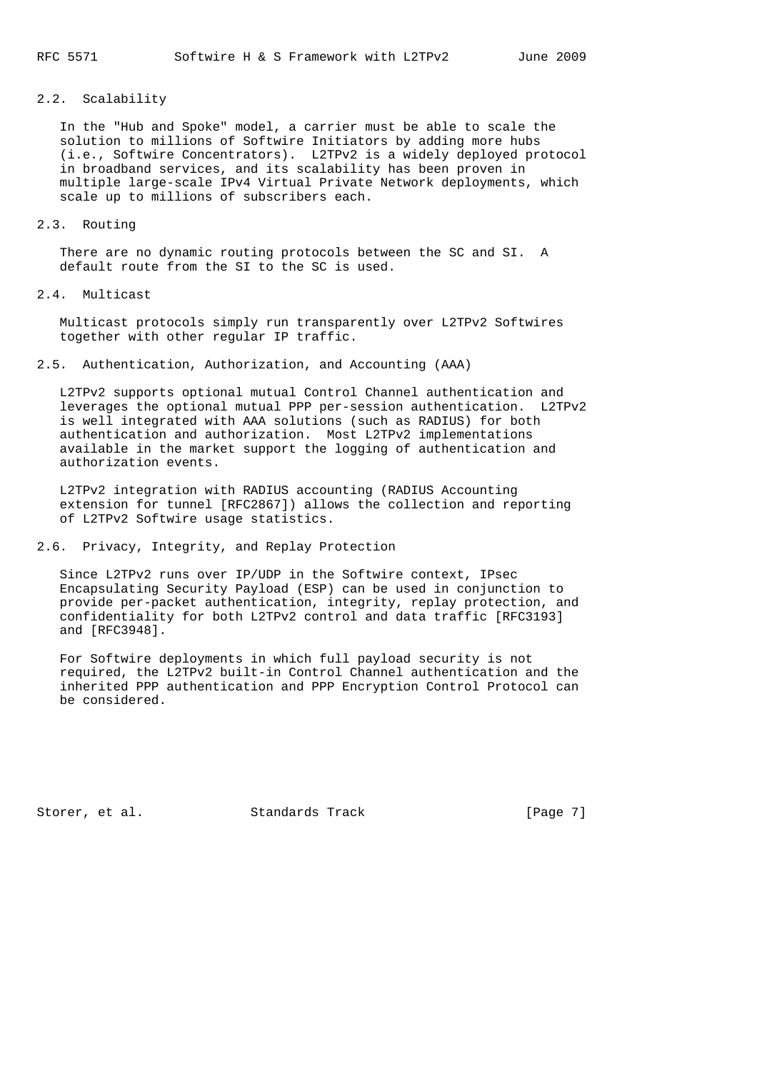### 2.2. Scalability

In the "Hub and Spoke" model, a carrier must be able to scale the solution to millions of Softwire Initiators by adding more hubs (i.e., Softwire Concentrators). L2TPv2 is a widely deployed protocol in broadband services, and its scalability has been proven in multiple large-scale IPv4 Virtual Private Network deployments, which scale up to millions of subscribers each.

### 2.3. Routing

There are no dynamic routing protocols between the SC and SI. A default route from the SI to the SC is used.

### 2.4. Multicast

Multicast protocols simply run transparently over L2TPv2 Softwires together with other regular IP traffic.

### 2.5. Authentication, Authorization, and Accounting (AAA)

L2TPv2 supports optional mutual Control Channel authentication and leverages the optional mutual PPP per-session authentication. L2TPv2 is well integrated with AAA solutions (such as RADIUS) for both authentication and authorization. Most L2TPv2 implementations available in the market support the logging of authentication and authorization events.

L2TPv2 integration with RADIUS accounting (RADIUS Accounting extension for tunnel [RFC2867]) allows the collection and reporting of L2TPv2 Softwire usage statistics.

### 2.6. Privacy, Integrity, and Replay Protection

Since L2TPv2 runs over IP/UDP in the Softwire context, IPsec Encapsulating Security Payload (ESP) can be used in conjunction to provide per-packet authentication, integrity, replay protection, and confidentiality for both L2TPv2 control and data traffic [RFC3193] and [RFC3948].

For Softwire deployments in which full payload security is not required, the L2TPv2 built-in Control Channel authentication and the inherited PPP authentication and PPP Encryption Control Protocol can be considered.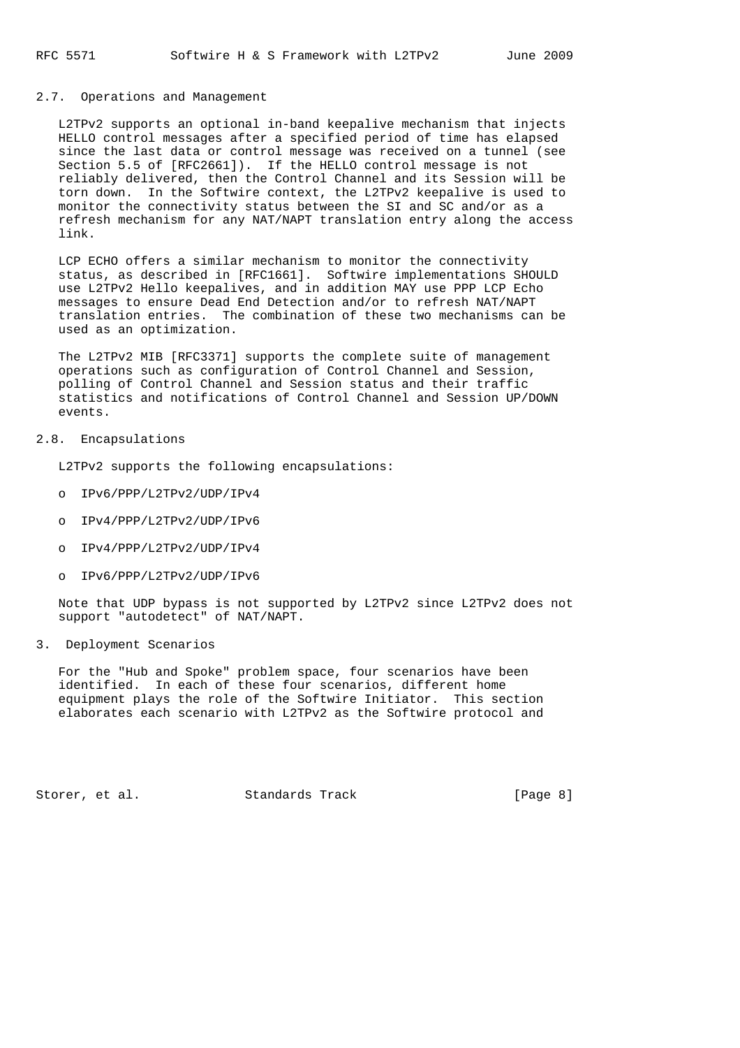## 2.7. Operations and Management

L2TPv2 supports an optional in-band keepalive mechanism that injects HELLO control messages after a specified period of time has elapsed since the last data or control message was received on a tunnel (see Section 5.5 of [RFC2661]). If the HELLO control message is not reliably delivered, then the Control Channel and its Session will be torn down. In the Softwire context, the L2TPv2 keepalive is used to monitor the connectivity status between the SI and SC and/or as a refresh mechanism for any NAT/NAPT translation entry along the access link.

LCP ECHO offers a similar mechanism to monitor the connectivity status, as described in [RFC1661]. Softwire implementations SHOULD use L2TPv2 Hello keepalives, and in addition MAY use PPP LCP Echo messages to ensure Dead End Detection and/or to refresh NAT/NAPT translation entries. The combination of these two mechanisms can be used as an optimization.

The L2TPv2 MIB [RFC3371] supports the complete suite of management operations such as configuration of Control Channel and Session, polling of Control Channel and Session status and their traffic statistics and notifications of Control Channel and Session UP/DOWN events.

## 2.8. Encapsulations

L2TPv2 supports the following encapsulations:

- IPv6/PPP/L2TPv2/UDP/IPv4
- IPv4/PPP/L2TPv2/UDP/IPv6
- IPv4/PPP/L2TPv2/UDP/IPv4
- IPv6/PPP/L2TPv2/UDP/IPv6

Note that UDP bypass is not supported by L2TPv2 since L2TPv2 does not support "autodetect" of NAT/NAPT.

# 3. Deployment Scenarios

For the "Hub and Spoke" problem space, four scenarios have been identified. In each of these four scenarios, different home equipment plays the role of the Softwire Initiator. This section elaborates each scenario with L2TPv2 as the Softwire protocol and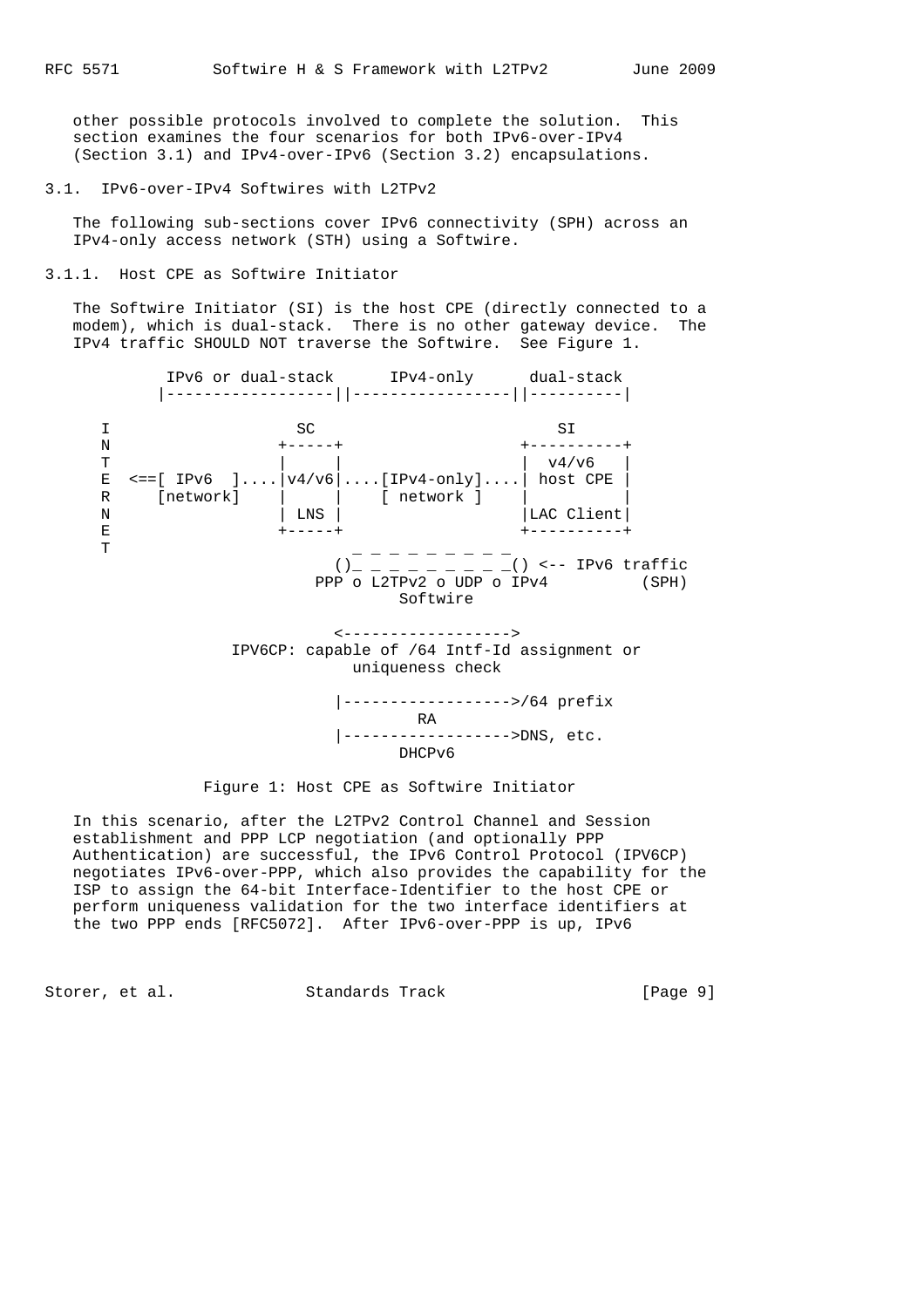other possible protocols involved to complete the solution. This section examines the four scenarios for both IPv6-over-IPv4 (Section 3.1) and IPv4-over-IPv6 (Section 3.2) encapsulations.

## 3.1. IPv6-over-IPv4 Softwires with L2TPv2

The following sub-sections cover IPv6 connectivity (SPH) across an IPv4-only access network (STH) using a Softwire.

### 3.1.1. Host CPE as Softwire Initiator

The Softwire Initiator (SI) is the host CPE (directly connected to a modem), which is dual-stack. There is no other gateway device. The IPv4 traffic SHOULD NOT traverse the Softwire. See Figure 1.

```
           IPv6 or dual-stack      IPv4-only      dual-stack
          |------------------||-----------------||----------|

      I                  SC                         SI
      N                +-----+                   +----------+
      T                |     |                   |  v4/v6   |
      E  <==[ IPv6  ]....|v4/v6|....[IPv4-only]....| host CPE |
      R     [network]    |     |     [ network ]   |          |
      N                | LNS |                   |LAC Client|
      E                +-----+                   +----------+
      T                        _ _ _ _ _ _ _ _ _
                              ()_ _ _ _ _ _ _ _ _() <-- IPv6 traffic
                            PPP o L2TPv2 o UDP o IPv4          (SPH)
                                     Softwire

                              <------------------>
                   IPV6CP: capable of /64 Intf-Id assignment or
                                  uniqueness check

                              |------------------>/64 prefix
                                       RA
                              |------------------>DNS, etc.
                                      DHCPv6
```

Figure 1: Host CPE as Softwire Initiator

In this scenario, after the L2TPv2 Control Channel and Session establishment and PPP LCP negotiation (and optionally PPP Authentication) are successful, the IPv6 Control Protocol (IPV6CP) negotiates IPv6-over-PPP, which also provides the capability for the ISP to assign the 64-bit Interface-Identifier to the host CPE or perform uniqueness validation for the two interface identifiers at the two PPP ends [RFC5072]. After IPv6-over-PPP is up, IPv6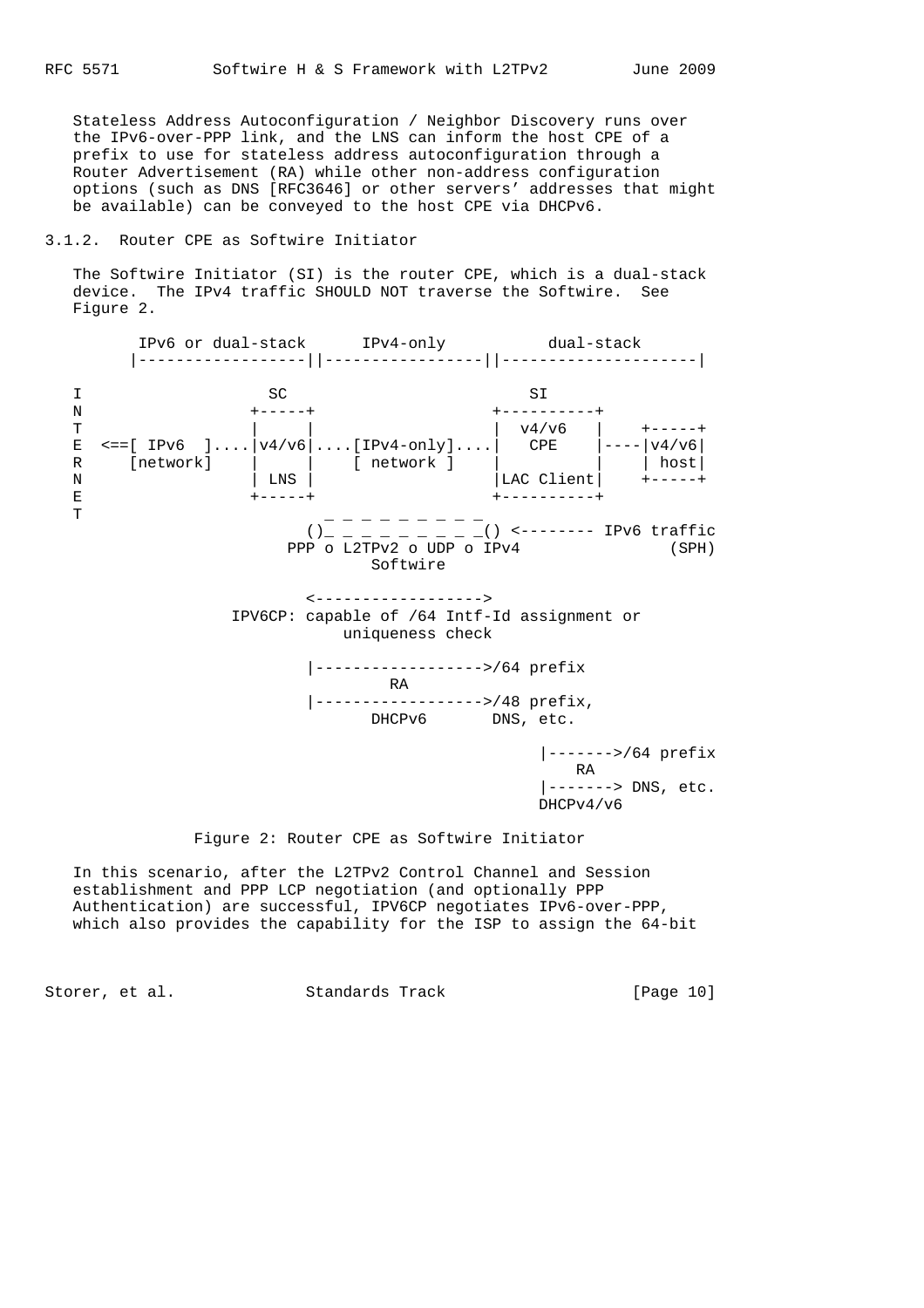Stateless Address Autoconfiguration / Neighbor Discovery runs over the IPv6-over-PPP link, and the LNS can inform the host CPE of a prefix to use for stateless address autoconfiguration through a Router Advertisement (RA) while other non-address configuration options (such as DNS [RFC3646] or other servers' addresses that might be available) can be conveyed to the host CPE via DHCPv6.

### 3.1.2. Router CPE as Softwire Initiator

The Softwire Initiator (SI) is the router CPE, which is a dual-stack device. The IPv4 traffic SHOULD NOT traverse the Softwire. See Figure 2.

```
        IPv6 or dual-stack      IPv4-only           dual-stack
       |------------------||-----------------||---------------------|

   I                  SC                          SI
   N               +-----+                   +----------+
   T               |     |                   |  v4/v6   |    +-----+
   E  <==[ IPv6  ]....|v4/v6|....[IPv4-only]....|   CPE    |----|v4/v6|
   R     [network]    |     |    [ network ]    |          |    | host|
   N               | LNS |                   |LAC Client|    +-----+
   E               +-----+                   +----------+
   T                        _ _ _ _ _ _ _ _ _ _
                          ()_ _ _ _ _ _ _ _ _() <-------- IPv6 traffic
                        PPP o L2TPv2 o UDP o IPv4                (SPH)
                                 Softwire

                          <------------------>
                 IPV6CP: capable of /64 Intf-Id assignment or
                              uniqueness check

                          |------------------>/64 prefix
                                   RA
                          |------------------>/48 prefix,
                               DHCPv6       DNS, etc.

                                                  |------->/64 prefix
                                                      RA
                                                  |-------> DNS, etc.
                                                  DHCPv4/v6
```

Figure 2: Router CPE as Softwire Initiator

In this scenario, after the L2TPv2 Control Channel and Session establishment and PPP LCP negotiation (and optionally PPP Authentication) are successful, IPV6CP negotiates IPv6-over-PPP, which also provides the capability for the ISP to assign the 64-bit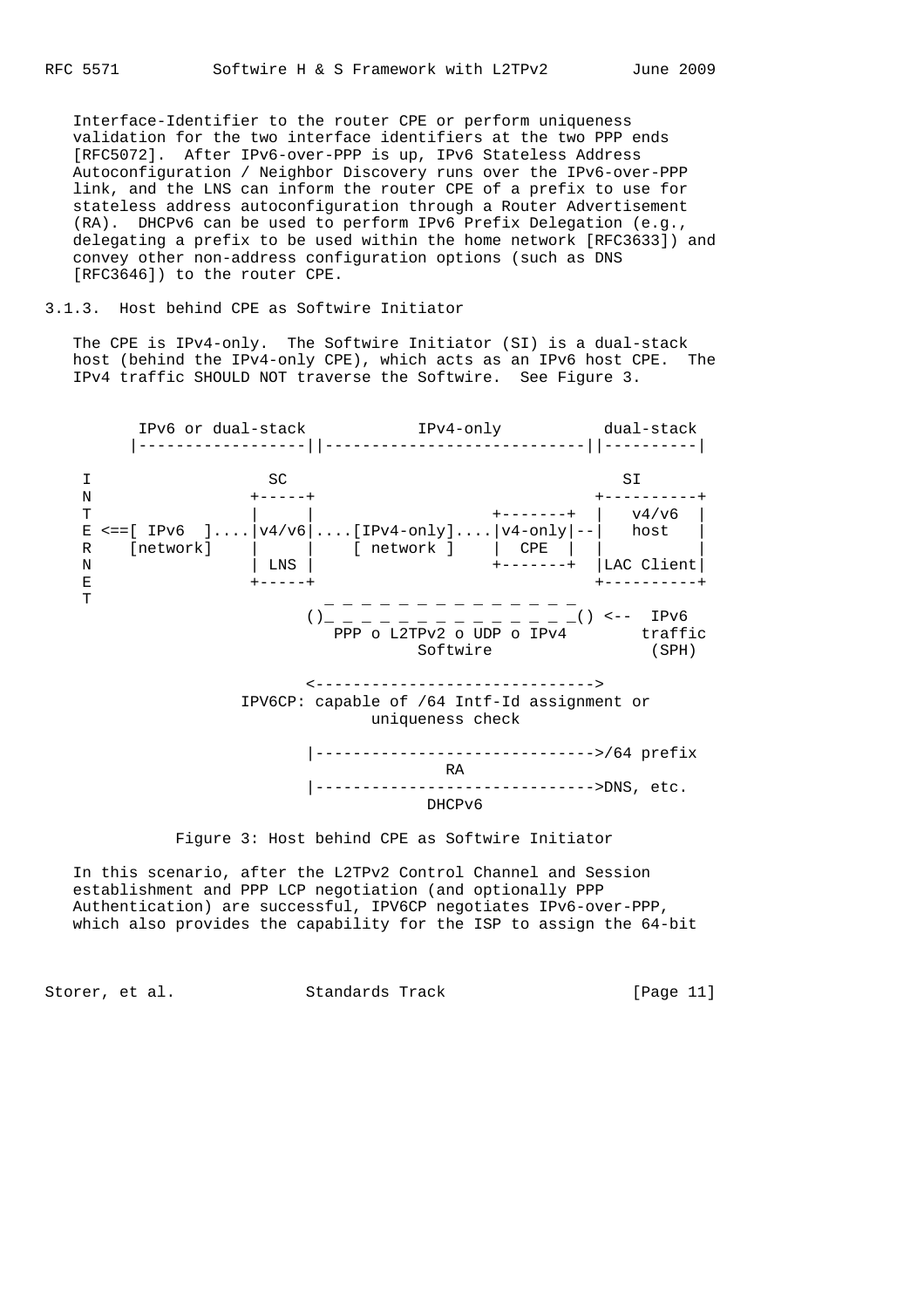Interface-Identifier to the router CPE or perform uniqueness validation for the two interface identifiers at the two PPP ends [RFC5072]. After IPv6-over-PPP is up, IPv6 Stateless Address Autoconfiguration / Neighbor Discovery runs over the IPv6-over-PPP link, and the LNS can inform the router CPE of a prefix to use for stateless address autoconfiguration through a Router Advertisement (RA). DHCPv6 can be used to perform IPv6 Prefix Delegation (e.g., delegating a prefix to be used within the home network [RFC3633]) and convey other non-address configuration options (such as DNS [RFC3646]) to the router CPE.

### 3.1.3. Host behind CPE as Softwire Initiator

The CPE is IPv4-only. The Softwire Initiator (SI) is a dual-stack host (behind the IPv4-only CPE), which acts as an IPv6 host CPE. The IPv4 traffic SHOULD NOT traverse the Softwire. See Figure 3.

```
        IPv6 or dual-stack            IPv4-only           dual-stack
       |------------------||----------------------------||----------|

    I                 SC                                      SI
    N               +-----+                               +----------+
    T               |     |                    +-------+  |   v4/v6  |
    E <==[ IPv6  ]....|v4/v6|....[IPv4-only]....|v4-only|--|   host   |
    R    [network]  |     |    [ network ]     |  CPE  |  |          |
    N               | LNS |                    +-------+  |LAC Client|
    E               +-----+                               +----------+
    T                        _ _ _ _ _ _ _ _ _ _ _ _ _ _
                           ()_ _ _ _ _ _ _ _ _ _ _ _ _ _() <--  IPv6
                              PPP o L2TPv2 o UDP o IPv4        traffic
                                     Softwire                  (SPH)

                           <------------------------------>
                     IPV6CP: capable of /64 Intf-Id assignment or
                                uniqueness check

                           |------------------------------>/64 prefix
                                          RA
                           |------------------------------>DNS, etc.
                                        DHCPv6
```

Figure 3: Host behind CPE as Softwire Initiator

In this scenario, after the L2TPv2 Control Channel and Session establishment and PPP LCP negotiation (and optionally PPP Authentication) are successful, IPV6CP negotiates IPv6-over-PPP, which also provides the capability for the ISP to assign the 64-bit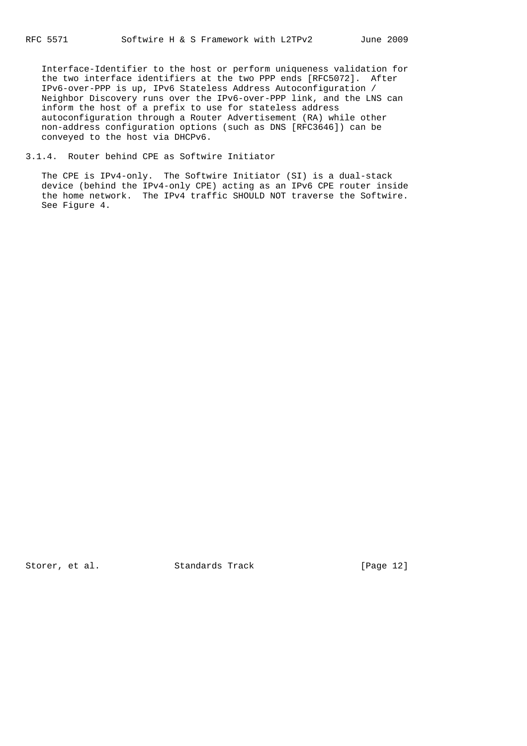Interface-Identifier to the host or perform uniqueness validation for the two interface identifiers at the two PPP ends [RFC5072]. After IPv6-over-PPP is up, IPv6 Stateless Address Autoconfiguration / Neighbor Discovery runs over the IPv6-over-PPP link, and the LNS can inform the host of a prefix to use for stateless address autoconfiguration through a Router Advertisement (RA) while other non-address configuration options (such as DNS [RFC3646]) can be conveyed to the host via DHCPv6.

### 3.1.4. Router behind CPE as Softwire Initiator

The CPE is IPv4-only. The Softwire Initiator (SI) is a dual-stack device (behind the IPv4-only CPE) acting as an IPv6 CPE router inside the home network. The IPv4 traffic SHOULD NOT traverse the Softwire. See Figure 4.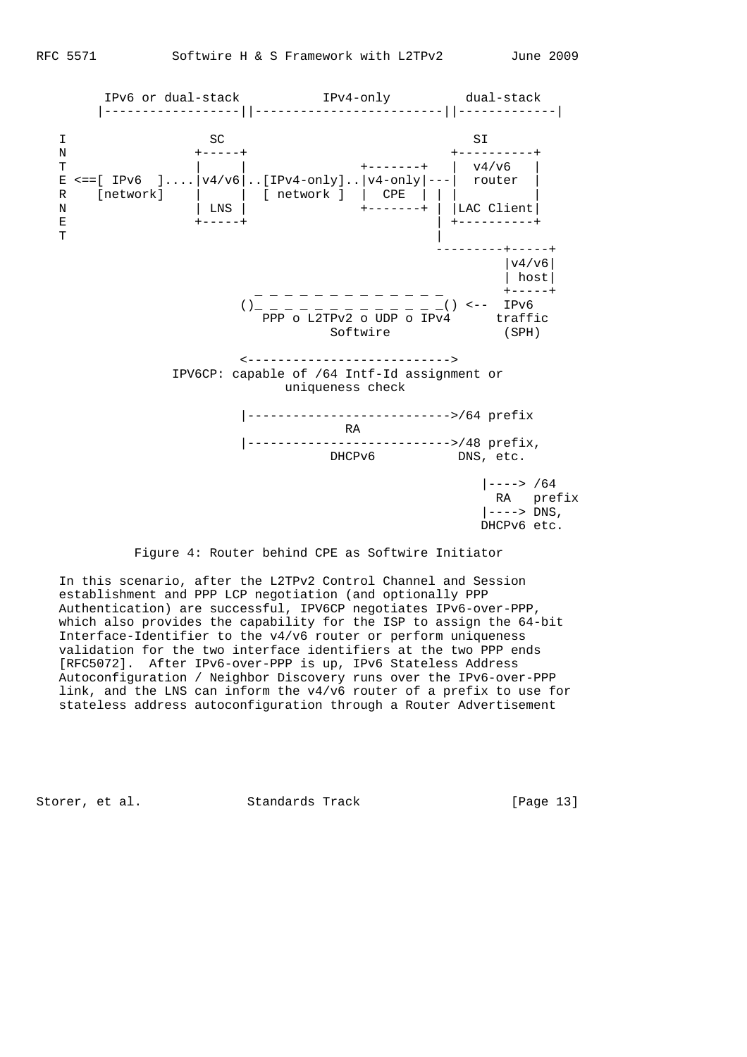```
        IPv6 or dual-stack           IPv4-only          dual-stack
      |------------------||-------------------------||-------------|

   I                 SC                                 SI
   N               +-----+                            +----------+
   T               |     |               +-------+    |  v4/v6   |
   E <==[ IPv6  ]....|v4/v6|..[IPv4-only]..|v4-only|---|  router  |
   R    [network]   |     |  [ network ]  |  CPE  | | |          |
   N               | LNS |               +-------+ | |LAC Client|
   E               +-----+                         | +----------+
   T                                               |
                                                ---------+-----+
                                                         |v4/v6|
                                                         | host|
                             _ _ _ _ _ _ _ _ _ _ _ _ _   +-----+
                           ()_ _ _ _ _ _ _ _ _ _ _ _ _() <--  IPv6
                              PPP o L2TPv2 o UDP o IPv4      traffic
                                      Softwire               (SPH)

                           <--------------------------->
              IPV6CP: capable of /64 Intf-Id assignment or
                               uniqueness check

                           |--------------------------->/64 prefix
                                         RA
                           |--------------------------->/48 prefix,
                                      DHCPv6           DNS, etc.

                                                        |----> /64
                                                          RA   prefix
                                                        |----> DNS,
                                                        DHCPv6 etc.
```

Figure 4: Router behind CPE as Softwire Initiator

In this scenario, after the L2TPv2 Control Channel and Session establishment and PPP LCP negotiation (and optionally PPP Authentication) are successful, IPV6CP negotiates IPv6-over-PPP, which also provides the capability for the ISP to assign the 64-bit Interface-Identifier to the v4/v6 router or perform uniqueness validation for the two interface identifiers at the two PPP ends [RFC5072]. After IPv6-over-PPP is up, IPv6 Stateless Address Autoconfiguration / Neighbor Discovery runs over the IPv6-over-PPP link, and the LNS can inform the v4/v6 router of a prefix to use for stateless address autoconfiguration through a Router Advertisement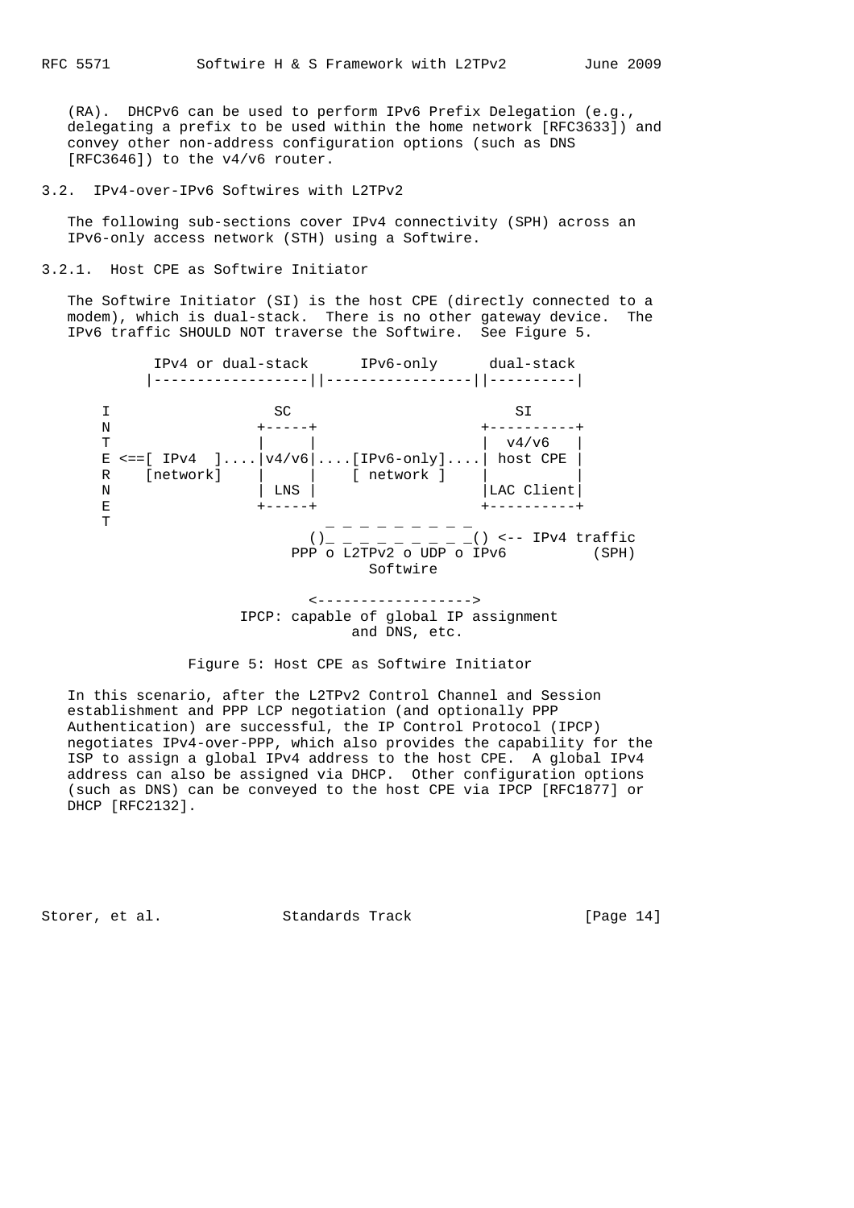(RA). DHCPv6 can be used to perform IPv6 Prefix Delegation (e.g., delegating a prefix to be used within the home network [RFC3633]) and convey other non-address configuration options (such as DNS [RFC3646]) to the v4/v6 router.

### 3.2. IPv4-over-IPv6 Softwires with L2TPv2

The following sub-sections cover IPv4 connectivity (SPH) across an IPv6-only access network (STH) using a Softwire.

#### 3.2.1. Host CPE as Softwire Initiator

The Softwire Initiator (SI) is the host CPE (directly connected to a modem), which is dual-stack. There is no other gateway device. The IPv6 traffic SHOULD NOT traverse the Softwire. See Figure 5.

```
          IPv4 or dual-stack      IPv6-only      dual-stack
         |------------------||-----------------||----------|

     I                  SC                             SI
     N               +-----+                     +----------+
     T               |     |                     |  v4/v6   |
     E <==[ IPv4  ]....|v4/v6|....[IPv6-only]....| host CPE |
     R    [network]   |     |    [ network ]    |          |
     N               | LNS |                     |LAC Client|
     E               +-----+                     +----------+
     T                              _ _ _ _ _ _ _ _ _
                           ()_ _ _ _ _ _ _ _ _() <-- IPv4 traffic
                        PPP o L2TPv2 o UDP o IPv6          (SPH)
                                  Softwire

                           <------------------>
                   IPCP: capable of global IP assignment
                                and DNS, etc.
```

Figure 5: Host CPE as Softwire Initiator

In this scenario, after the L2TPv2 Control Channel and Session establishment and PPP LCP negotiation (and optionally PPP Authentication) are successful, the IP Control Protocol (IPCP) negotiates IPv4-over-PPP, which also provides the capability for the ISP to assign a global IPv4 address to the host CPE. A global IPv4 address can also be assigned via DHCP. Other configuration options (such as DNS) can be conveyed to the host CPE via IPCP [RFC1877] or DHCP [RFC2132].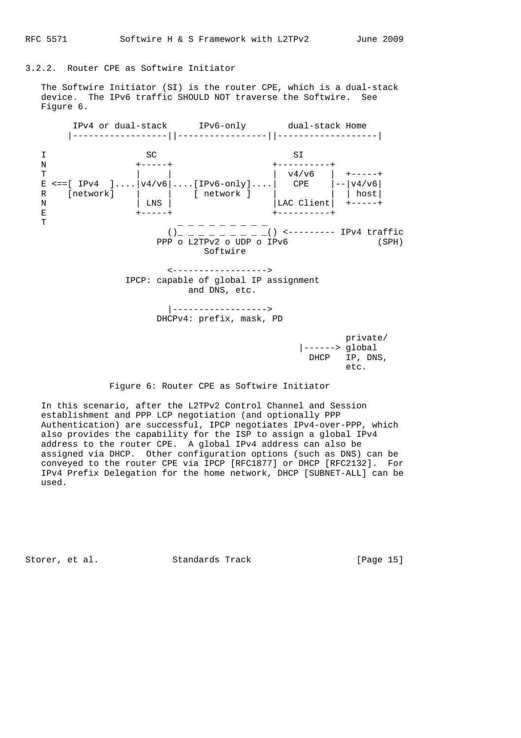### 3.2.2. Router CPE as Softwire Initiator

The Softwire Initiator (SI) is the router CPE, which is a dual-stack device. The IPv6 traffic SHOULD NOT traverse the Softwire. See Figure 6.

```
     IPv4 or dual-stack      IPv6-only        dual-stack Home
    |------------------||-----------------||-------------------|

I                  SC                          SI
N               +-----+                   +----------+
T               |     |                   |  v4/v6   |  +-----+
E <==[ IPv4  ]....|v4/v6|....[IPv6-only]....|   CPE    |--|v4/v6|
R    [network]    |     |     [ network ]   |          |  | host|
N               | LNS |                   |LAC Client|  +-----+
E               +-----+                   +----------+
T                         _ _ _ _ _ _ _ _ _
                         ()_ _ _ _ _ _ _ _ _() <--------- IPv4 traffic
                       PPP o L2TPv2 o UDP o IPv6                (SPH)
                                 Softwire

                         <------------------>
                 IPCP: capable of global IP assignment
                              and DNS, etc.

                         |------------------>
                       DHCPv4: prefix, mask, PD

                                                          private/
                                                 |------> global
                                                   DHCP   IP, DNS,
                                                          etc.
```

Figure 6: Router CPE as Softwire Initiator

In this scenario, after the L2TPv2 Control Channel and Session establishment and PPP LCP negotiation (and optionally PPP Authentication) are successful, IPCP negotiates IPv4-over-PPP, which also provides the capability for the ISP to assign a global IPv4 address to the router CPE. A global IPv4 address can also be assigned via DHCP. Other configuration options (such as DNS) can be conveyed to the router CPE via IPCP [RFC1877] or DHCP [RFC2132]. For IPv4 Prefix Delegation for the home network, DHCP [SUBNET-ALL] can be used.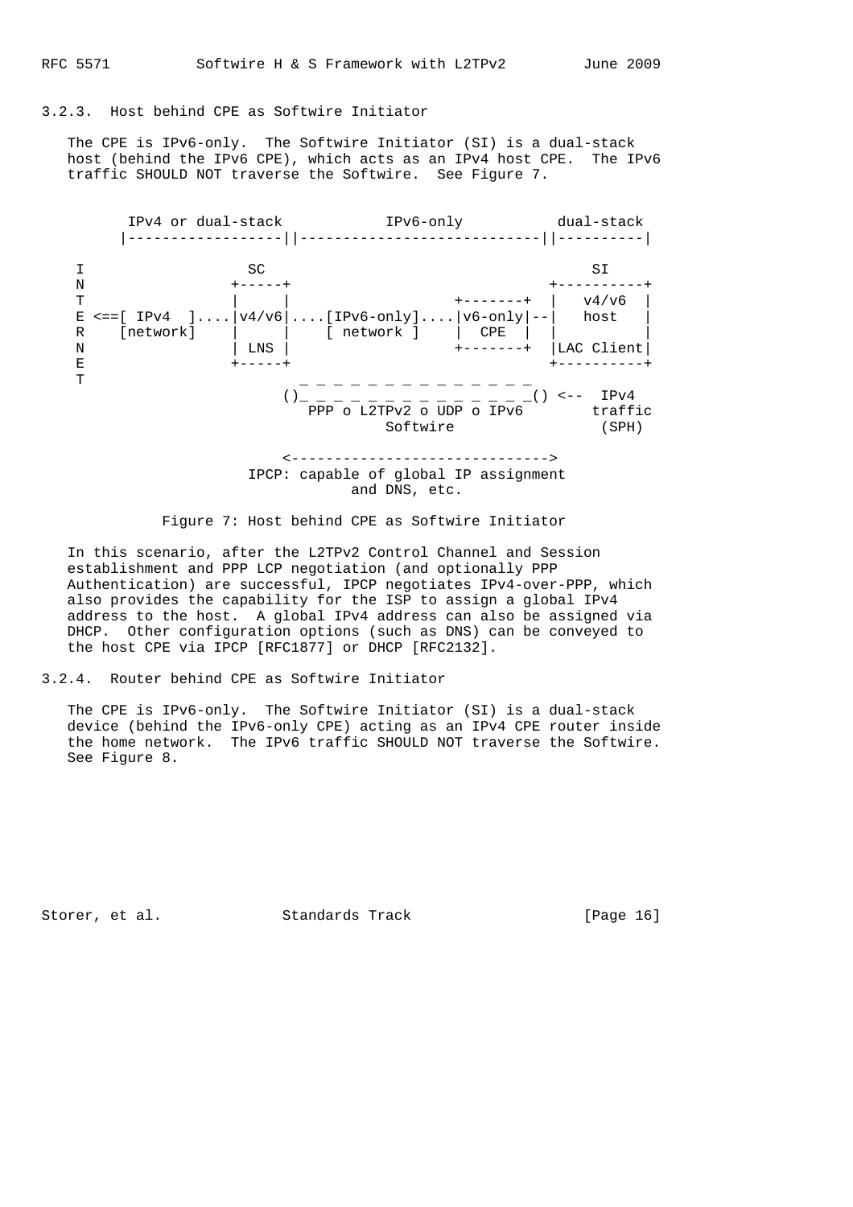### 3.2.3. Host behind CPE as Softwire Initiator

The CPE is IPv6-only. The Softwire Initiator (SI) is a dual-stack host (behind the IPv6 CPE), which acts as an IPv4 host CPE. The IPv6 traffic SHOULD NOT traverse the Softwire. See Figure 7.

```
       IPv4 or dual-stack           IPv6-only           dual-stack
      |------------------||----------------------------||----------|

   I                 SC                                     SI
   N               +-----+                              +----------+
   T               |     |                   +-------+  |  v4/v6   |
   E <==[ IPv4  ]....|v4/v6|....[IPv6-only]....|v6-only|--|   host   |
   R    [network]    |     |    [ network ]    |  CPE  |  |          |
   N               | LNS |                   +-------+  |LAC Client|
   E               +-----+                              +----------+
   T                      _ _ _ _ _ _ _ _ _ _ _ _ _ _
                        ()_ _ _ _ _ _ _ _ _ _ _ _ _ _() <--  IPv4
                          PPP o L2TPv2 o UDP o IPv6        traffic
                                   Softwire                (SPH)

                        <------------------------------>
                      IPCP: capable of global IP assignment
                                and DNS, etc.
```

Figure 7: Host behind CPE as Softwire Initiator

In this scenario, after the L2TPv2 Control Channel and Session establishment and PPP LCP negotiation (and optionally PPP Authentication) are successful, IPCP negotiates IPv4-over-PPP, which also provides the capability for the ISP to assign a global IPv4 address to the host. A global IPv4 address can also be assigned via DHCP. Other configuration options (such as DNS) can be conveyed to the host CPE via IPCP [RFC1877] or DHCP [RFC2132].

### 3.2.4. Router behind CPE as Softwire Initiator

The CPE is IPv6-only. The Softwire Initiator (SI) is a dual-stack device (behind the IPv6-only CPE) acting as an IPv4 CPE router inside the home network. The IPv6 traffic SHOULD NOT traverse the Softwire. See Figure 8.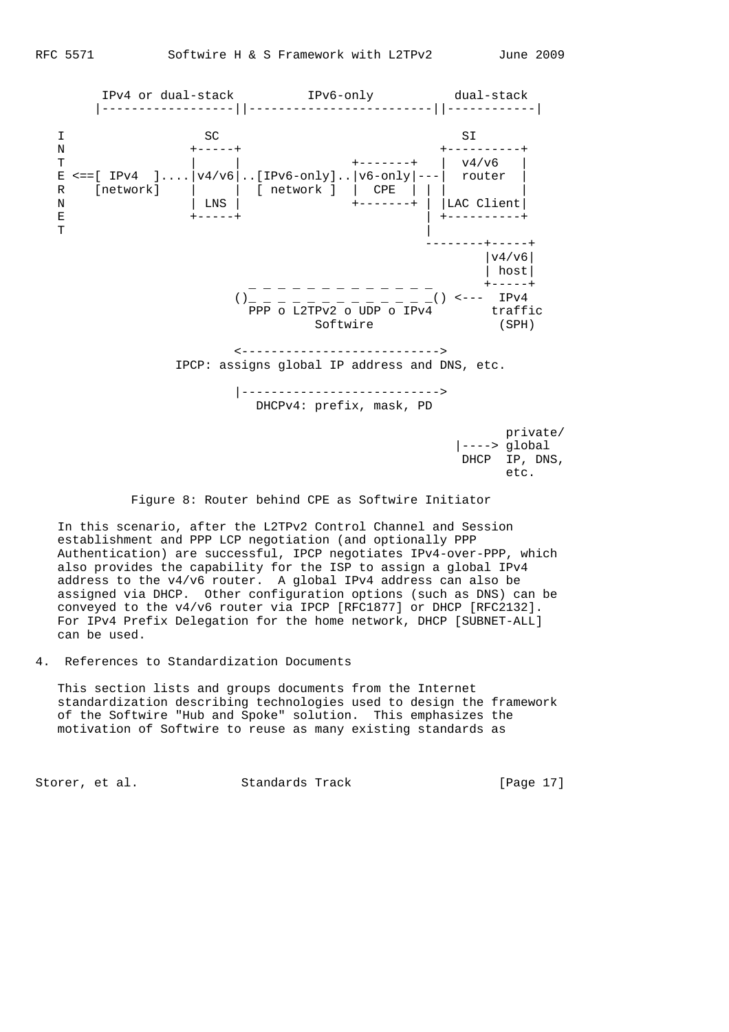```
        IPv4 or dual-stack          IPv6-only           dual-stack
      |------------------||-------------------------||------------|

   I                  SC                                  SI
   N               +-----+                             +----------+
   T               |     |               +-------+   |  v4/v6   |
   E <==[ IPv4  ]....|v4/v6|..[IPv6-only]..|v6-only|---|  router  |
   R    [network]    |     |  [ network ]  |  CPE  | | |          |
   N               | LNS |               +-------+ | |LAC Client|
   E               +-----+                         | +----------+
   T                                               |
                                                 --------+-----+
                                                         |v4/v6|
                                                         | host|
                              _ _ _ _ _ _ _ _ _ _ _ _ _      +-----+
                          ()_ _ _ _ _ _ _ _ _ _ _ _ _() <---  IPv4
                            PPP o L2TPv2 o UDP o IPv4        traffic
                                    Softwire                 (SPH)

                          <--------------------------->
                   IPCP: assigns global IP address and DNS, etc.

                          |--------------------------->
                            DHCPv4: prefix, mask, PD

                                                             private/
                                                        |----> global
                                                        DHCP  IP, DNS,
                                                              etc.
```

Figure 8: Router behind CPE as Softwire Initiator

In this scenario, after the L2TPv2 Control Channel and Session establishment and PPP LCP negotiation (and optionally PPP Authentication) are successful, IPCP negotiates IPv4-over-PPP, which also provides the capability for the ISP to assign a global IPv4 address to the v4/v6 router. A global IPv4 address can also be assigned via DHCP. Other configuration options (such as DNS) can be conveyed to the v4/v6 router via IPCP [RFC1877] or DHCP [RFC2132]. For IPv4 Prefix Delegation for the home network, DHCP [SUBNET-ALL] can be used.

## 4. References to Standardization Documents

This section lists and groups documents from the Internet standardization describing technologies used to design the framework of the Softwire "Hub and Spoke" solution. This emphasizes the motivation of Softwire to reuse as many existing standards as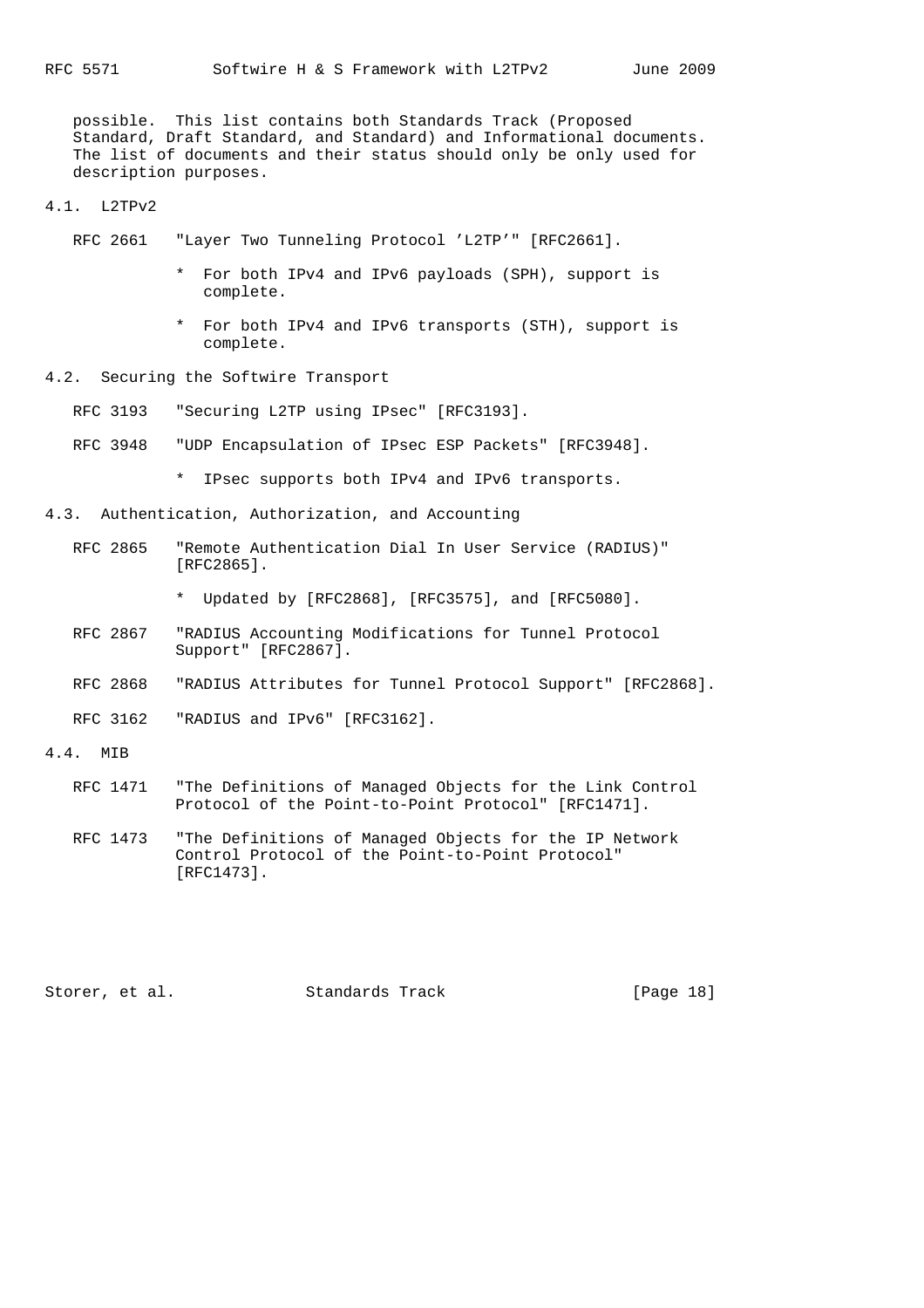possible. This list contains both Standards Track (Proposed Standard, Draft Standard, and Standard) and Informational documents. The list of documents and their status should only be only used for description purposes.

### 4.1. L2TPv2

RFC 2661 "Layer Two Tunneling Protocol 'L2TP'" [RFC2661].

- For both IPv4 and IPv6 payloads (SPH), support is complete.
- For both IPv4 and IPv6 transports (STH), support is complete.

### 4.2. Securing the Softwire Transport

RFC 3193 "Securing L2TP using IPsec" [RFC3193].

RFC 3948 "UDP Encapsulation of IPsec ESP Packets" [RFC3948].

- IPsec supports both IPv4 and IPv6 transports.

### 4.3. Authentication, Authorization, and Accounting

RFC 2865 "Remote Authentication Dial In User Service (RADIUS)" [RFC2865].

- Updated by [RFC2868], [RFC3575], and [RFC5080].

RFC 2867 "RADIUS Accounting Modifications for Tunnel Protocol Support" [RFC2867].

RFC 2868 "RADIUS Attributes for Tunnel Protocol Support" [RFC2868].

RFC 3162 "RADIUS and IPv6" [RFC3162].

### 4.4. MIB

RFC 1471 "The Definitions of Managed Objects for the Link Control Protocol of the Point-to-Point Protocol" [RFC1471].

RFC 1473 "The Definitions of Managed Objects for the IP Network Control Protocol of the Point-to-Point Protocol" [RFC1473].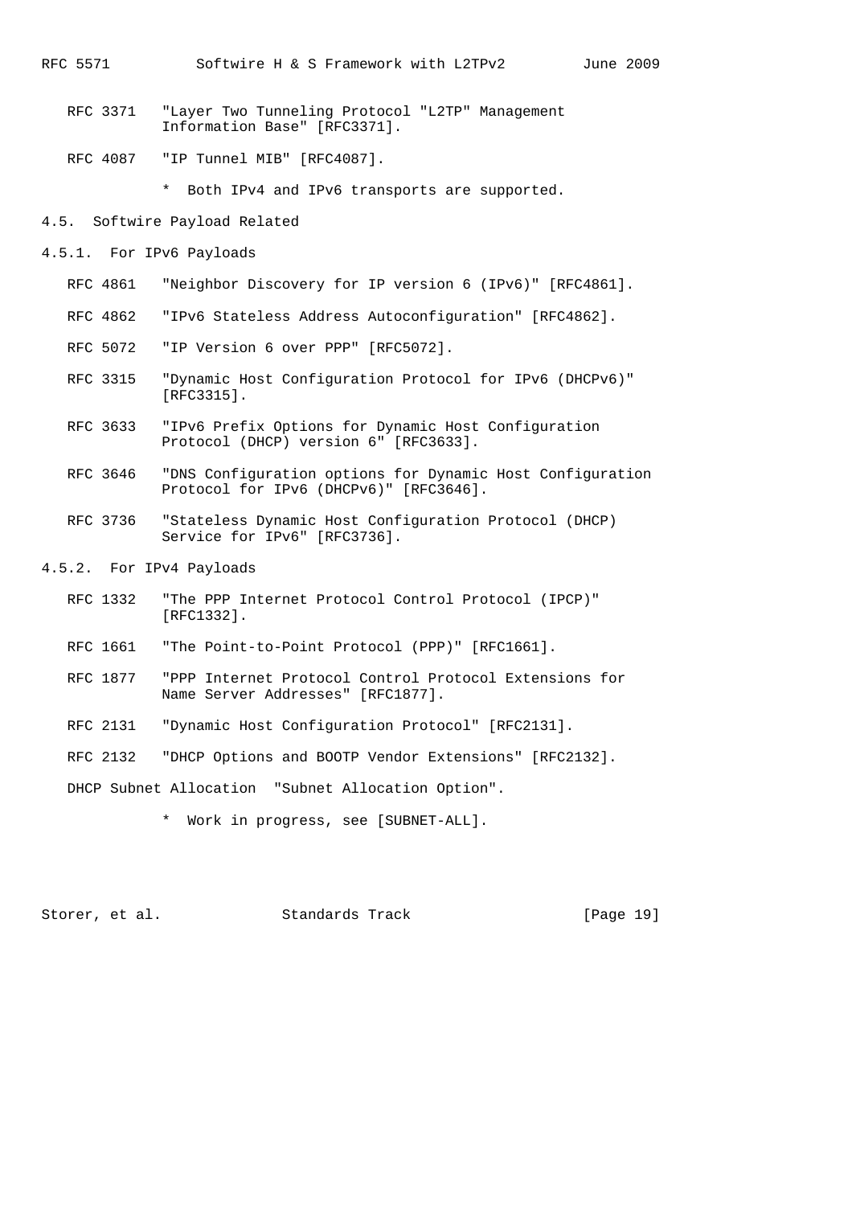RFC 3371 "Layer Two Tunneling Protocol "L2TP" Management Information Base" [RFC3371].

RFC 4087 "IP Tunnel MIB" [RFC4087].

* Both IPv4 and IPv6 transports are supported.

### 4.5. Softwire Payload Related

#### 4.5.1. For IPv6 Payloads

RFC 4861 "Neighbor Discovery for IP version 6 (IPv6)" [RFC4861].

RFC 4862 "IPv6 Stateless Address Autoconfiguration" [RFC4862].

RFC 5072 "IP Version 6 over PPP" [RFC5072].

RFC 3315 "Dynamic Host Configuration Protocol for IPv6 (DHCPv6)" [RFC3315].

RFC 3633 "IPv6 Prefix Options for Dynamic Host Configuration Protocol (DHCP) version 6" [RFC3633].

RFC 3646 "DNS Configuration options for Dynamic Host Configuration Protocol for IPv6 (DHCPv6)" [RFC3646].

RFC 3736 "Stateless Dynamic Host Configuration Protocol (DHCP) Service for IPv6" [RFC3736].

#### 4.5.2. For IPv4 Payloads

RFC 1332 "The PPP Internet Protocol Control Protocol (IPCP)" [RFC1332].

RFC 1661 "The Point-to-Point Protocol (PPP)" [RFC1661].

RFC 1877 "PPP Internet Protocol Control Protocol Extensions for Name Server Addresses" [RFC1877].

RFC 2131 "Dynamic Host Configuration Protocol" [RFC2131].

RFC 2132 "DHCP Options and BOOTP Vendor Extensions" [RFC2132].

DHCP Subnet Allocation "Subnet Allocation Option".

* Work in progress, see [SUBNET-ALL].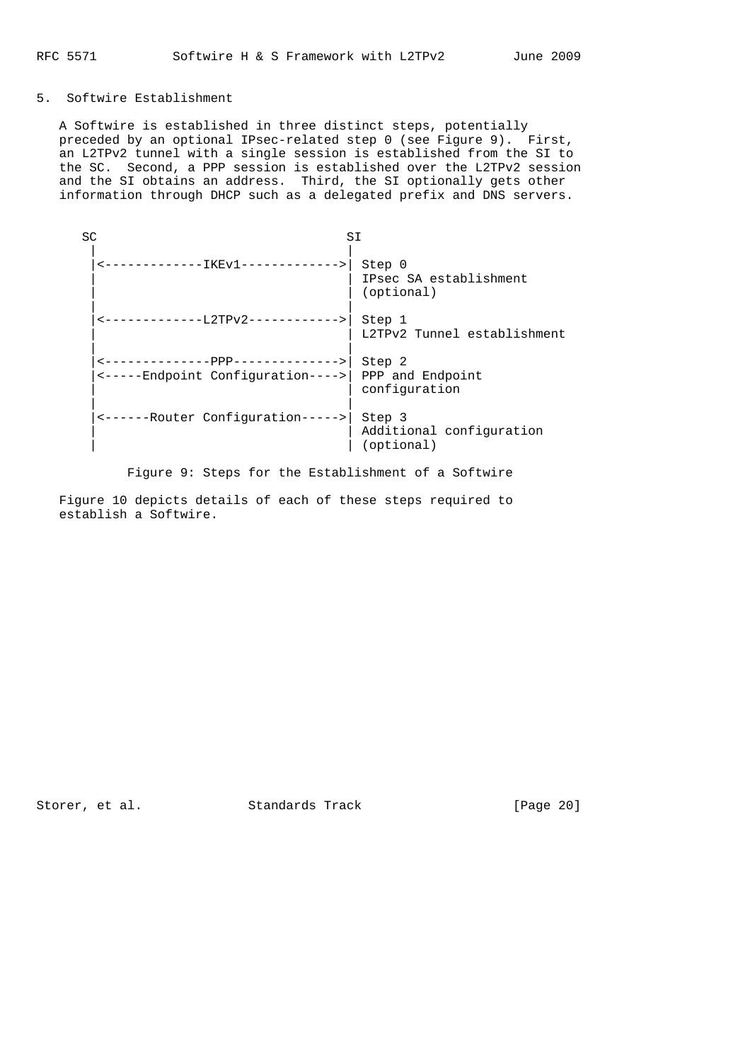## 5. Softwire Establishment

A Softwire is established in three distinct steps, potentially preceded by an optional IPsec-related step 0 (see Figure 9). First, an L2TPv2 tunnel with a single session is established from the SI to the SC. Second, a PPP session is established over the L2TPv2 session and the SI obtains an address. Third, the SI optionally gets other information through DHCP such as a delegated prefix and DNS servers.

```
     SC                                   SI
      |                                   |
      |<-------------IKEv1------------->| Step 0
      |                                   | IPsec SA establishment
      |                                   | (optional)
      |                                   |
      |<-------------L2TPv2------------>| Step 1
      |                                   | L2TPv2 Tunnel establishment
      |                                   |
      |<--------------PPP-------------->| Step 2
      |<-----Endpoint Configuration---->| PPP and Endpoint
      |                                   | configuration
      |                                   |
      |<------Router Configuration----->| Step 3
      |                                   | Additional configuration
      |                                   | (optional)
```

Figure 9: Steps for the Establishment of a Softwire

Figure 10 depicts details of each of these steps required to establish a Softwire.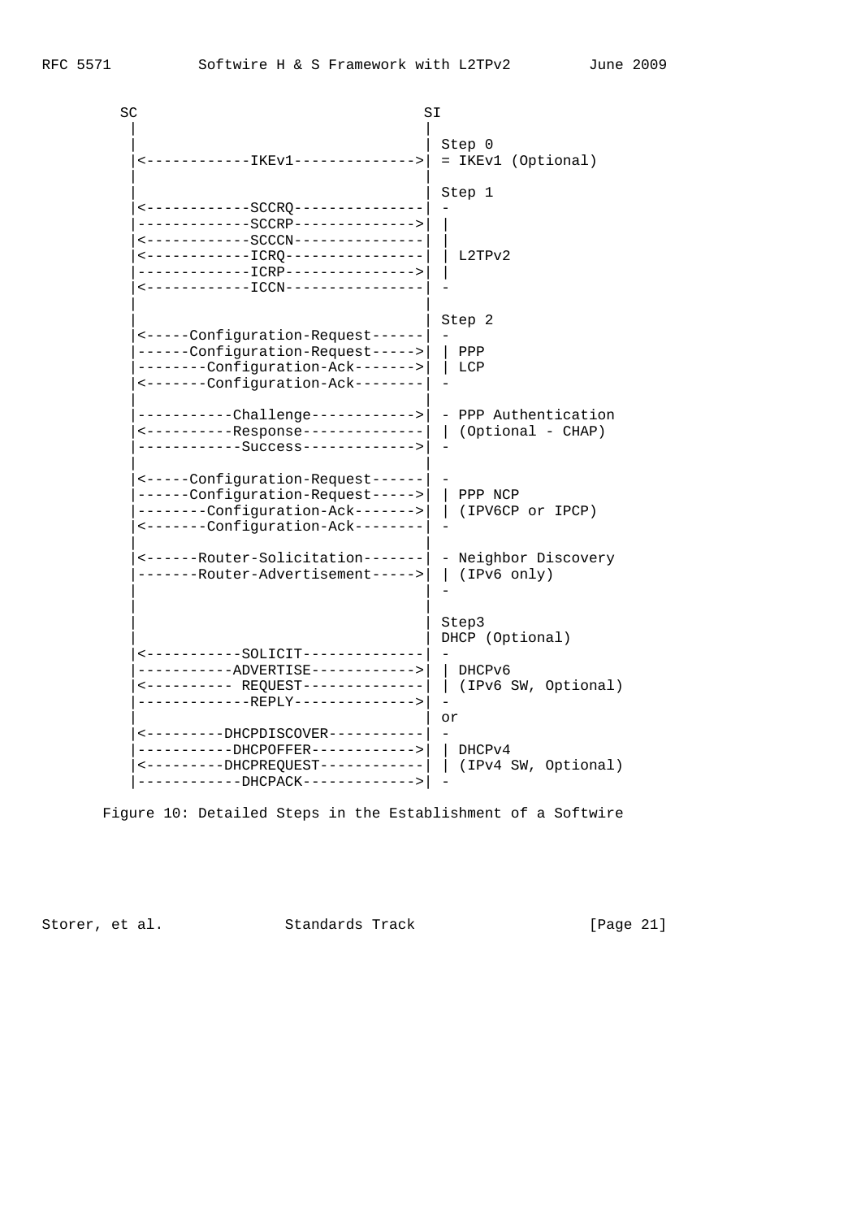```
     SC                                  SI
     |                                   |
     |                                   | Step 0
     |<------------IKEv1---------------->| = IKEv1 (Optional)
     |                                   |
     |                                   | Step 1
     |<------------SCCRQ-----------------| -
     |-------------SCCRP---------------->| |
     |<------------SCCCN-----------------| |
     |<------------ICRQ------------------| | L2TPv2
     |-------------ICRP----------------->| |
     |<------------ICCN------------------| -
     |                                   |
     |                                   | Step 2
     |<-----Configuration-Request--------| -
     |------Configuration-Request------->| | PPP
     |--------Configuration-Ack--------->| | LCP
     |<-------Configuration-Ack----------| -
     |                                   |
     |-----------Challenge-------------->| - PPP Authentication
     |<----------Response----------------| | (Optional - CHAP)
     |------------Success--------------->| -
     |                                   |
     |<-----Configuration-Request--------| -
     |------Configuration-Request------->| | PPP NCP
     |--------Configuration-Ack--------->| | (IPV6CP or IPCP)
     |<-------Configuration-Ack----------| -
     |                                   |
     |<------Router-Solicitation---------| - Neighbor Discovery
     |-------Router-Advertisement------->| | (IPv6 only)
     |                                   | -
     |                                   |
     |                                   | Step3
     |                                   | DHCP (Optional)
     |<-----------SOLICIT----------------| -
     |-----------ADVERTISE-------------->| | DHCPv6
     |<---------- REQUEST----------------| | (IPv6 SW, Optional)
     |-------------REPLY---------------->| -
     |                                   | or
     |<---------DHCPDISCOVER-------------| -
     |-----------DHCPOFFER-------------->| | DHCPv4
     |<---------DHCPREQUEST--------------| | (IPv4 SW, Optional)
     |------------DHCPACK--------------->| -
```

Figure 10: Detailed Steps in the Establishment of a Softwire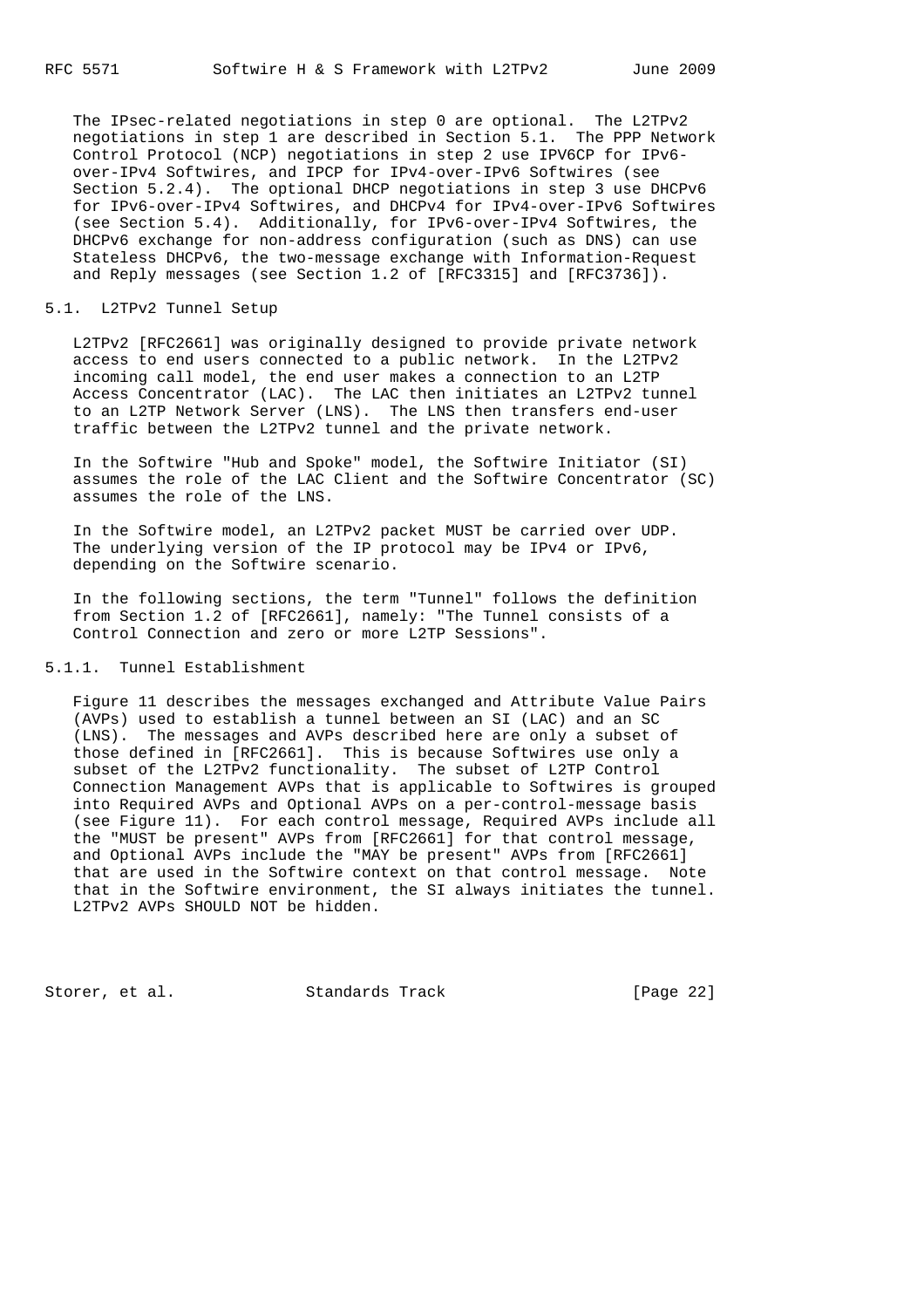The IPsec-related negotiations in step 0 are optional. The L2TPv2 negotiations in step 1 are described in Section 5.1. The PPP Network Control Protocol (NCP) negotiations in step 2 use IPV6CP for IPv6-over-IPv4 Softwires, and IPCP for IPv4-over-IPv6 Softwires (see Section 5.2.4). The optional DHCP negotiations in step 3 use DHCPv6 for IPv6-over-IPv4 Softwires, and DHCPv4 for IPv4-over-IPv6 Softwires (see Section 5.4). Additionally, for IPv6-over-IPv4 Softwires, the DHCPv6 exchange for non-address configuration (such as DNS) can use Stateless DHCPv6, the two-message exchange with Information-Request and Reply messages (see Section 1.2 of [RFC3315] and [RFC3736]).

### 5.1. L2TPv2 Tunnel Setup

L2TPv2 [RFC2661] was originally designed to provide private network access to end users connected to a public network. In the L2TPv2 incoming call model, the end user makes a connection to an L2TP Access Concentrator (LAC). The LAC then initiates an L2TPv2 tunnel to an L2TP Network Server (LNS). The LNS then transfers end-user traffic between the L2TPv2 tunnel and the private network.

In the Softwire "Hub and Spoke" model, the Softwire Initiator (SI) assumes the role of the LAC Client and the Softwire Concentrator (SC) assumes the role of the LNS.

In the Softwire model, an L2TPv2 packet MUST be carried over UDP. The underlying version of the IP protocol may be IPv4 or IPv6, depending on the Softwire scenario.

In the following sections, the term "Tunnel" follows the definition from Section 1.2 of [RFC2661], namely: "The Tunnel consists of a Control Connection and zero or more L2TP Sessions".

#### 5.1.1. Tunnel Establishment

Figure 11 describes the messages exchanged and Attribute Value Pairs (AVPs) used to establish a tunnel between an SI (LAC) and an SC (LNS). The messages and AVPs described here are only a subset of those defined in [RFC2661]. This is because Softwires use only a subset of the L2TPv2 functionality. The subset of L2TP Control Connection Management AVPs that is applicable to Softwires is grouped into Required AVPs and Optional AVPs on a per-control-message basis (see Figure 11). For each control message, Required AVPs include all the "MUST be present" AVPs from [RFC2661] for that control message, and Optional AVPs include the "MAY be present" AVPs from [RFC2661] that are used in the Softwire context on that control message. Note that in the Softwire environment, the SI always initiates the tunnel. L2TPv2 AVPs SHOULD NOT be hidden.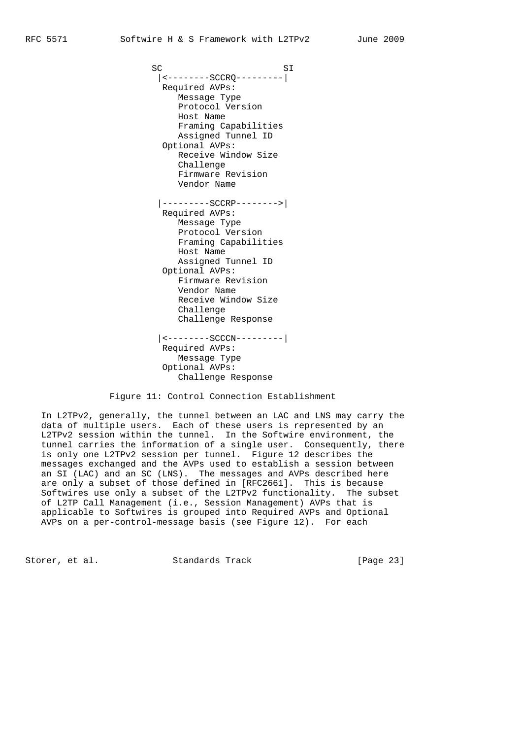```
                SC                       SI
                 |<--------SCCRQ---------|
                  Required AVPs:
                     Message Type
                     Protocol Version
                     Host Name
                     Framing Capabilities
                     Assigned Tunnel ID
                  Optional AVPs:
                     Receive Window Size
                     Challenge
                     Firmware Revision
                     Vendor Name

                 |---------SCCRP-------->|
                  Required AVPs:
                     Message Type
                     Protocol Version
                     Framing Capabilities
                     Host Name
                     Assigned Tunnel ID
                  Optional AVPs:
                     Firmware Revision
                     Vendor Name
                     Receive Window Size
                     Challenge
                     Challenge Response

                 |<--------SCCCN---------|
                  Required AVPs:
                     Message Type
                  Optional AVPs:
                     Challenge Response
```

Figure 11: Control Connection Establishment

In L2TPv2, generally, the tunnel between an LAC and LNS may carry the data of multiple users. Each of these users is represented by an L2TPv2 session within the tunnel. In the Softwire environment, the tunnel carries the information of a single user. Consequently, there is only one L2TPv2 session per tunnel. Figure 12 describes the messages exchanged and the AVPs used to establish a session between an SI (LAC) and an SC (LNS). The messages and AVPs described here are only a subset of those defined in [RFC2661]. This is because Softwires use only a subset of the L2TPv2 functionality. The subset of L2TP Call Management (i.e., Session Management) AVPs that is applicable to Softwires is grouped into Required AVPs and Optional AVPs on a per-control-message basis (see Figure 12). For each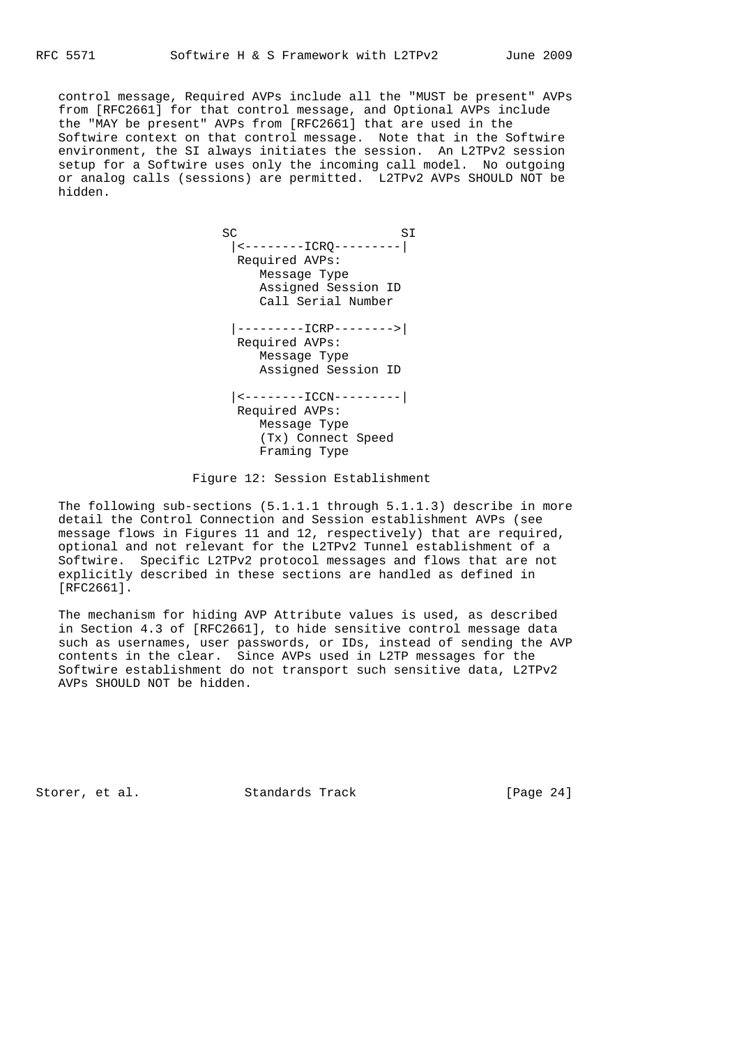control message, Required AVPs include all the "MUST be present" AVPs from [RFC2661] for that control message, and Optional AVPs include the "MAY be present" AVPs from [RFC2661] that are used in the Softwire context on that control message. Note that in the Softwire environment, the SI always initiates the session. An L2TPv2 session setup for a Softwire uses only the incoming call model. No outgoing or analog calls (sessions) are permitted. L2TPv2 AVPs SHOULD NOT be hidden.

```
                  SC                      SI
                   |<--------ICRQ---------|
                    Required AVPs:
                       Message Type
                       Assigned Session ID
                       Call Serial Number

                   |---------ICRP-------->|
                    Required AVPs:
                       Message Type
                       Assigned Session ID

                   |<--------ICCN---------|
                    Required AVPs:
                       Message Type
                       (Tx) Connect Speed
                       Framing Type
```

Figure 12: Session Establishment

The following sub-sections (5.1.1.1 through 5.1.1.3) describe in more detail the Control Connection and Session establishment AVPs (see message flows in Figures 11 and 12, respectively) that are required, optional and not relevant for the L2TPv2 Tunnel establishment of a Softwire. Specific L2TPv2 protocol messages and flows that are not explicitly described in these sections are handled as defined in [RFC2661].

The mechanism for hiding AVP Attribute values is used, as described in Section 4.3 of [RFC2661], to hide sensitive control message data such as usernames, user passwords, or IDs, instead of sending the AVP contents in the clear. Since AVPs used in L2TP messages for the Softwire establishment do not transport such sensitive data, L2TPv2 AVPs SHOULD NOT be hidden.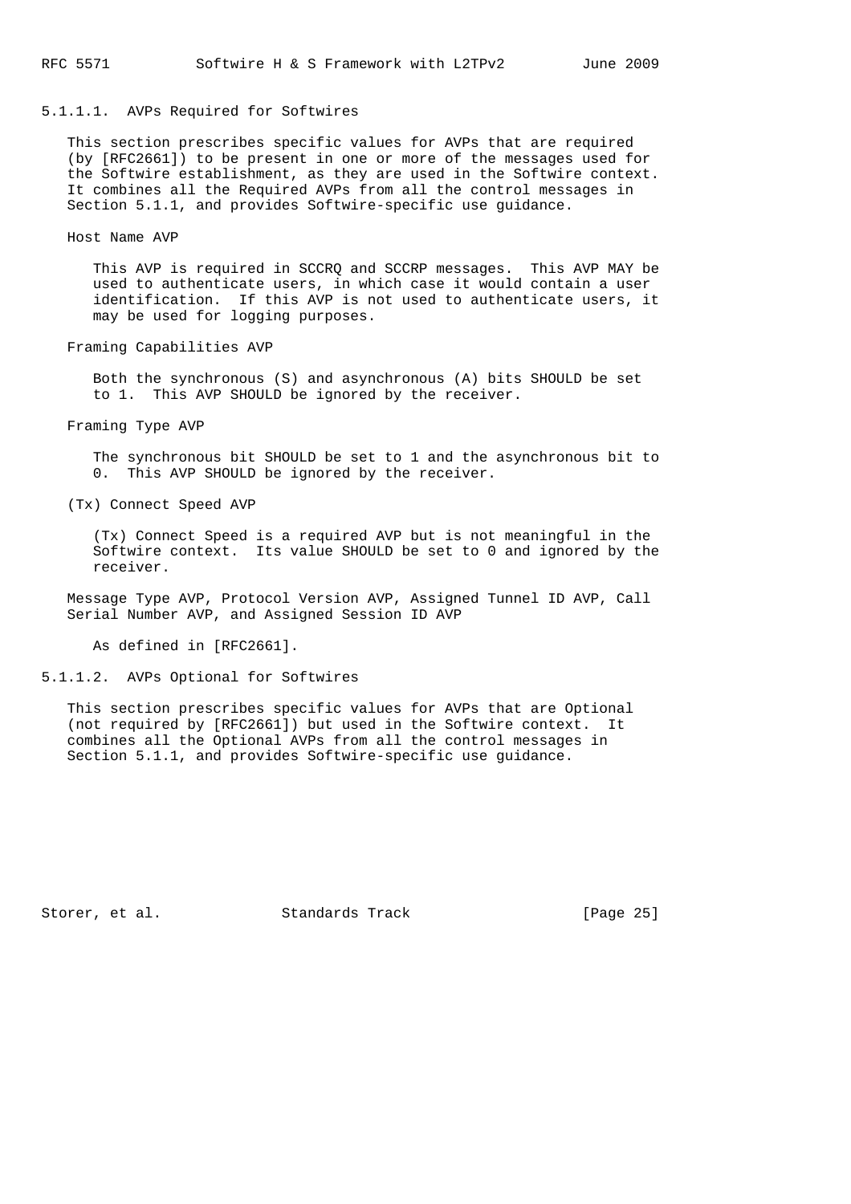#### 5.1.1.1. AVPs Required for Softwires

This section prescribes specific values for AVPs that are required (by [RFC2661]) to be present in one or more of the messages used for the Softwire establishment, as they are used in the Softwire context. It combines all the Required AVPs from all the control messages in Section 5.1.1, and provides Softwire-specific use guidance.

Host Name AVP

> This AVP is required in SCCRQ and SCCRP messages. This AVP MAY be used to authenticate users, in which case it would contain a user identification. If this AVP is not used to authenticate users, it may be used for logging purposes.

Framing Capabilities AVP

> Both the synchronous (S) and asynchronous (A) bits SHOULD be set to 1. This AVP SHOULD be ignored by the receiver.

Framing Type AVP

> The synchronous bit SHOULD be set to 1 and the asynchronous bit to 0. This AVP SHOULD be ignored by the receiver.

(Tx) Connect Speed AVP

> (Tx) Connect Speed is a required AVP but is not meaningful in the Softwire context. Its value SHOULD be set to 0 and ignored by the receiver.

Message Type AVP, Protocol Version AVP, Assigned Tunnel ID AVP, Call Serial Number AVP, and Assigned Session ID AVP

> As defined in [RFC2661].

#### 5.1.1.2. AVPs Optional for Softwires

This section prescribes specific values for AVPs that are Optional (not required by [RFC2661]) but used in the Softwire context. It combines all the Optional AVPs from all the control messages in Section 5.1.1, and provides Softwire-specific use guidance.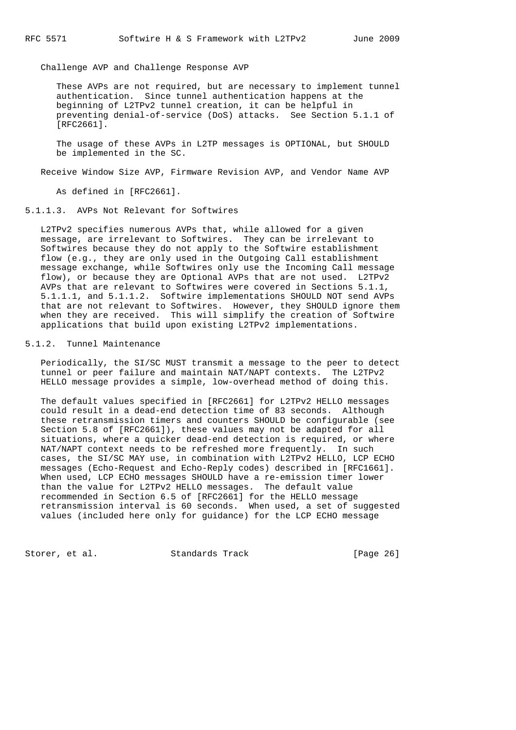Challenge AVP and Challenge Response AVP

These AVPs are not required, but are necessary to implement tunnel authentication. Since tunnel authentication happens at the beginning of L2TPv2 tunnel creation, it can be helpful in preventing denial-of-service (DoS) attacks. See Section 5.1.1 of [RFC2661].

The usage of these AVPs in L2TP messages is OPTIONAL, but SHOULD be implemented in the SC.

Receive Window Size AVP, Firmware Revision AVP, and Vendor Name AVP

As defined in [RFC2661].

#### 5.1.1.3. AVPs Not Relevant for Softwires

L2TPv2 specifies numerous AVPs that, while allowed for a given message, are irrelevant to Softwires. They can be irrelevant to Softwires because they do not apply to the Softwire establishment flow (e.g., they are only used in the Outgoing Call establishment message exchange, while Softwires only use the Incoming Call message flow), or because they are Optional AVPs that are not used. L2TPv2 AVPs that are relevant to Softwires were covered in Sections 5.1.1, 5.1.1.1, and 5.1.1.2. Softwire implementations SHOULD NOT send AVPs that are not relevant to Softwires. However, they SHOULD ignore them when they are received. This will simplify the creation of Softwire applications that build upon existing L2TPv2 implementations.

### 5.1.2. Tunnel Maintenance

Periodically, the SI/SC MUST transmit a message to the peer to detect tunnel or peer failure and maintain NAT/NAPT contexts. The L2TPv2 HELLO message provides a simple, low-overhead method of doing this.

The default values specified in [RFC2661] for L2TPv2 HELLO messages could result in a dead-end detection time of 83 seconds. Although these retransmission timers and counters SHOULD be configurable (see Section 5.8 of [RFC2661]), these values may not be adapted for all situations, where a quicker dead-end detection is required, or where NAT/NAPT context needs to be refreshed more frequently. In such cases, the SI/SC MAY use, in combination with L2TPv2 HELLO, LCP ECHO messages (Echo-Request and Echo-Reply codes) described in [RFC1661]. When used, LCP ECHO messages SHOULD have a re-emission timer lower than the value for L2TPv2 HELLO messages. The default value recommended in Section 6.5 of [RFC2661] for the HELLO message retransmission interval is 60 seconds. When used, a set of suggested values (included here only for guidance) for the LCP ECHO message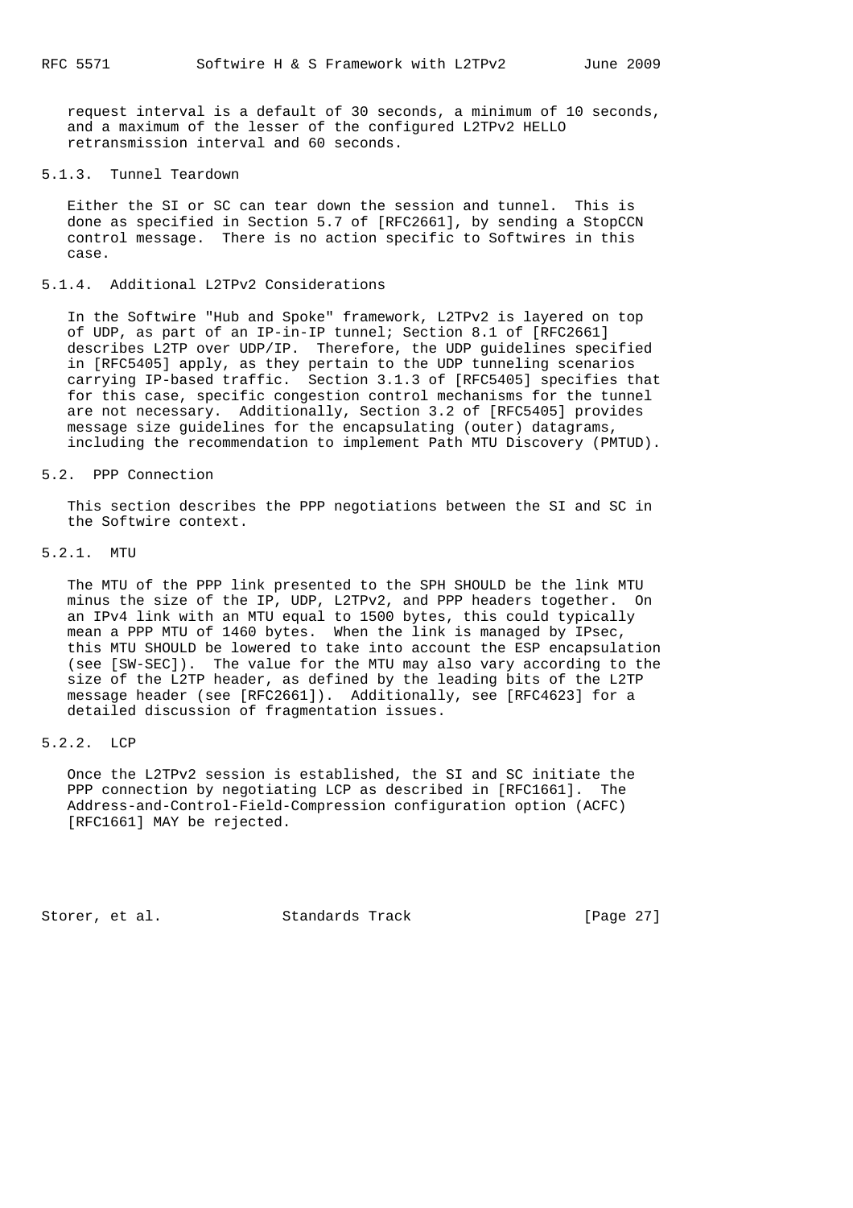request interval is a default of 30 seconds, a minimum of 10 seconds, and a maximum of the lesser of the configured L2TPv2 HELLO retransmission interval and 60 seconds.

#### 5.1.3. Tunnel Teardown

Either the SI or SC can tear down the session and tunnel. This is done as specified in Section 5.7 of [RFC2661], by sending a StopCCN control message. There is no action specific to Softwires in this case.

#### 5.1.4. Additional L2TPv2 Considerations

In the Softwire "Hub and Spoke" framework, L2TPv2 is layered on top of UDP, as part of an IP-in-IP tunnel; Section 8.1 of [RFC2661] describes L2TP over UDP/IP. Therefore, the UDP guidelines specified in [RFC5405] apply, as they pertain to the UDP tunneling scenarios carrying IP-based traffic. Section 3.1.3 of [RFC5405] specifies that for this case, specific congestion control mechanisms for the tunnel are not necessary. Additionally, Section 3.2 of [RFC5405] provides message size guidelines for the encapsulating (outer) datagrams, including the recommendation to implement Path MTU Discovery (PMTUD).

### 5.2. PPP Connection

This section describes the PPP negotiations between the SI and SC in the Softwire context.

#### 5.2.1. MTU

The MTU of the PPP link presented to the SPH SHOULD be the link MTU minus the size of the IP, UDP, L2TPv2, and PPP headers together. On an IPv4 link with an MTU equal to 1500 bytes, this could typically mean a PPP MTU of 1460 bytes. When the link is managed by IPsec, this MTU SHOULD be lowered to take into account the ESP encapsulation (see [SW-SEC]). The value for the MTU may also vary according to the size of the L2TP header, as defined by the leading bits of the L2TP message header (see [RFC2661]). Additionally, see [RFC4623] for a detailed discussion of fragmentation issues.

#### 5.2.2. LCP

Once the L2TPv2 session is established, the SI and SC initiate the PPP connection by negotiating LCP as described in [RFC1661]. The Address-and-Control-Field-Compression configuration option (ACFC) [RFC1661] MAY be rejected.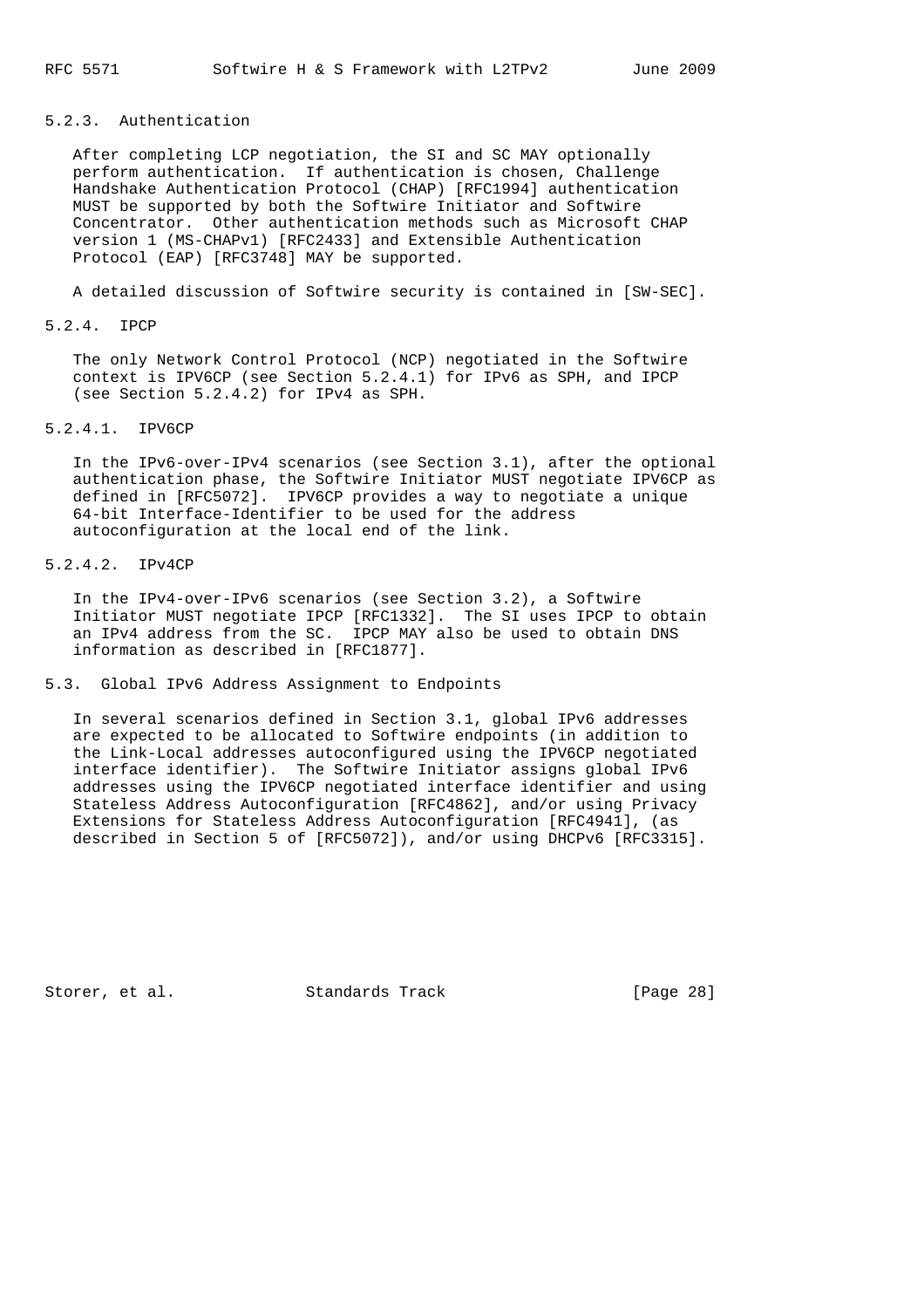### 5.2.3. Authentication

After completing LCP negotiation, the SI and SC MAY optionally perform authentication. If authentication is chosen, Challenge Handshake Authentication Protocol (CHAP) [RFC1994] authentication MUST be supported by both the Softwire Initiator and Softwire Concentrator. Other authentication methods such as Microsoft CHAP version 1 (MS-CHAPv1) [RFC2433] and Extensible Authentication Protocol (EAP) [RFC3748] MAY be supported.

A detailed discussion of Softwire security is contained in [SW-SEC].

### 5.2.4. IPCP

The only Network Control Protocol (NCP) negotiated in the Softwire context is IPV6CP (see Section 5.2.4.1) for IPv6 as SPH, and IPCP (see Section 5.2.4.2) for IPv4 as SPH.

#### 5.2.4.1. IPV6CP

In the IPv6-over-IPv4 scenarios (see Section 3.1), after the optional authentication phase, the Softwire Initiator MUST negotiate IPV6CP as defined in [RFC5072]. IPV6CP provides a way to negotiate a unique 64-bit Interface-Identifier to be used for the address autoconfiguration at the local end of the link.

#### 5.2.4.2. IPv4CP

In the IPv4-over-IPv6 scenarios (see Section 3.2), a Softwire Initiator MUST negotiate IPCP [RFC1332]. The SI uses IPCP to obtain an IPv4 address from the SC. IPCP MAY also be used to obtain DNS information as described in [RFC1877].

## 5.3. Global IPv6 Address Assignment to Endpoints

In several scenarios defined in Section 3.1, global IPv6 addresses are expected to be allocated to Softwire endpoints (in addition to the Link-Local addresses autoconfigured using the IPV6CP negotiated interface identifier). The Softwire Initiator assigns global IPv6 addresses using the IPV6CP negotiated interface identifier and using Stateless Address Autoconfiguration [RFC4862], and/or using Privacy Extensions for Stateless Address Autoconfiguration [RFC4941], (as described in Section 5 of [RFC5072]), and/or using DHCPv6 [RFC3315].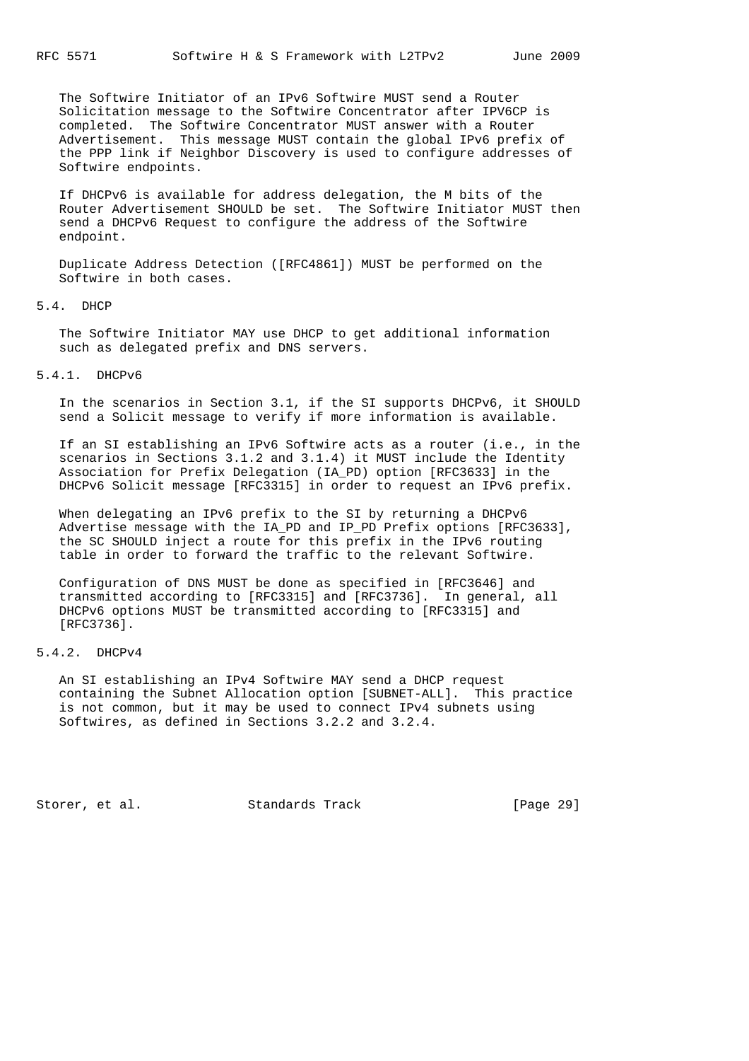The Softwire Initiator of an IPv6 Softwire MUST send a Router Solicitation message to the Softwire Concentrator after IPV6CP is completed. The Softwire Concentrator MUST answer with a Router Advertisement. This message MUST contain the global IPv6 prefix of the PPP link if Neighbor Discovery is used to configure addresses of Softwire endpoints.

If DHCPv6 is available for address delegation, the M bits of the Router Advertisement SHOULD be set. The Softwire Initiator MUST then send a DHCPv6 Request to configure the address of the Softwire endpoint.

Duplicate Address Detection ([RFC4861]) MUST be performed on the Softwire in both cases.

### 5.4. DHCP

The Softwire Initiator MAY use DHCP to get additional information such as delegated prefix and DNS servers.

#### 5.4.1. DHCPv6

In the scenarios in Section 3.1, if the SI supports DHCPv6, it SHOULD send a Solicit message to verify if more information is available.

If an SI establishing an IPv6 Softwire acts as a router (i.e., in the scenarios in Sections 3.1.2 and 3.1.4) it MUST include the Identity Association for Prefix Delegation (IA_PD) option [RFC3633] in the DHCPv6 Solicit message [RFC3315] in order to request an IPv6 prefix.

When delegating an IPv6 prefix to the SI by returning a DHCPv6 Advertise message with the IA_PD and IP_PD Prefix options [RFC3633], the SC SHOULD inject a route for this prefix in the IPv6 routing table in order to forward the traffic to the relevant Softwire.

Configuration of DNS MUST be done as specified in [RFC3646] and transmitted according to [RFC3315] and [RFC3736]. In general, all DHCPv6 options MUST be transmitted according to [RFC3315] and [RFC3736].

#### 5.4.2. DHCPv4

An SI establishing an IPv4 Softwire MAY send a DHCP request containing the Subnet Allocation option [SUBNET-ALL]. This practice is not common, but it may be used to connect IPv4 subnets using Softwires, as defined in Sections 3.2.2 and 3.2.4.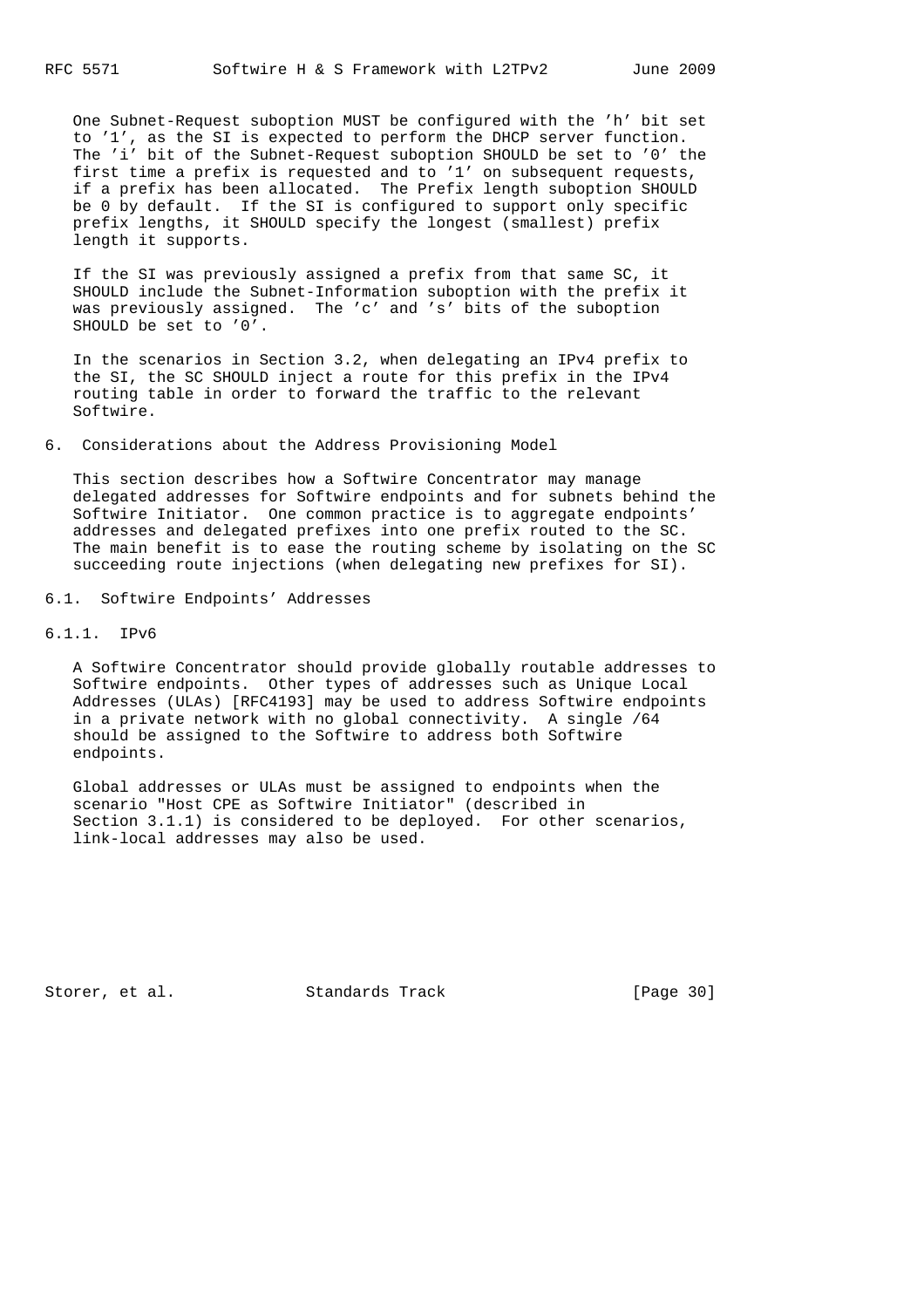One Subnet-Request suboption MUST be configured with the 'h' bit set to '1', as the SI is expected to perform the DHCP server function. The 'i' bit of the Subnet-Request suboption SHOULD be set to '0' the first time a prefix is requested and to '1' on subsequent requests, if a prefix has been allocated. The Prefix length suboption SHOULD be 0 by default. If the SI is configured to support only specific prefix lengths, it SHOULD specify the longest (smallest) prefix length it supports.

If the SI was previously assigned a prefix from that same SC, it SHOULD include the Subnet-Information suboption with the prefix it was previously assigned. The 'c' and 's' bits of the suboption SHOULD be set to '0'.

In the scenarios in Section 3.2, when delegating an IPv4 prefix to the SI, the SC SHOULD inject a route for this prefix in the IPv4 routing table in order to forward the traffic to the relevant Softwire.

# 6. Considerations about the Address Provisioning Model

This section describes how a Softwire Concentrator may manage delegated addresses for Softwire endpoints and for subnets behind the Softwire Initiator. One common practice is to aggregate endpoints' addresses and delegated prefixes into one prefix routed to the SC. The main benefit is to ease the routing scheme by isolating on the SC succeeding route injections (when delegating new prefixes for SI).

## 6.1. Softwire Endpoints' Addresses

### 6.1.1. IPv6

A Softwire Concentrator should provide globally routable addresses to Softwire endpoints. Other types of addresses such as Unique Local Addresses (ULAs) [RFC4193] may be used to address Softwire endpoints in a private network with no global connectivity. A single /64 should be assigned to the Softwire to address both Softwire endpoints.

Global addresses or ULAs must be assigned to endpoints when the scenario "Host CPE as Softwire Initiator" (described in Section 3.1.1) is considered to be deployed. For other scenarios, link-local addresses may also be used.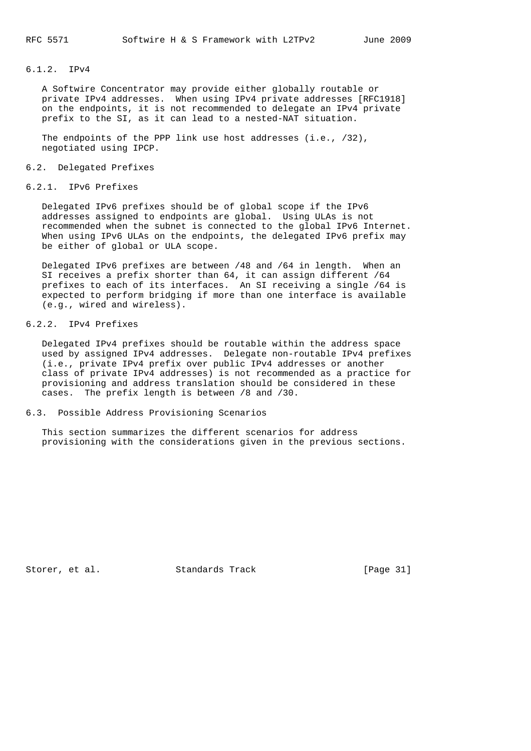#### 6.1.2. IPv4

A Softwire Concentrator may provide either globally routable or private IPv4 addresses. When using IPv4 private addresses [RFC1918] on the endpoints, it is not recommended to delegate an IPv4 private prefix to the SI, as it can lead to a nested-NAT situation.

The endpoints of the PPP link use host addresses (i.e., /32), negotiated using IPCP.

### 6.2. Delegated Prefixes

#### 6.2.1. IPv6 Prefixes

Delegated IPv6 prefixes should be of global scope if the IPv6 addresses assigned to endpoints are global. Using ULAs is not recommended when the subnet is connected to the global IPv6 Internet. When using IPv6 ULAs on the endpoints, the delegated IPv6 prefix may be either of global or ULA scope.

Delegated IPv6 prefixes are between /48 and /64 in length. When an SI receives a prefix shorter than 64, it can assign different /64 prefixes to each of its interfaces. An SI receiving a single /64 is expected to perform bridging if more than one interface is available (e.g., wired and wireless).

#### 6.2.2. IPv4 Prefixes

Delegated IPv4 prefixes should be routable within the address space used by assigned IPv4 addresses. Delegate non-routable IPv4 prefixes (i.e., private IPv4 prefix over public IPv4 addresses or another class of private IPv4 addresses) is not recommended as a practice for provisioning and address translation should be considered in these cases. The prefix length is between /8 and /30.

### 6.3. Possible Address Provisioning Scenarios

This section summarizes the different scenarios for address provisioning with the considerations given in the previous sections.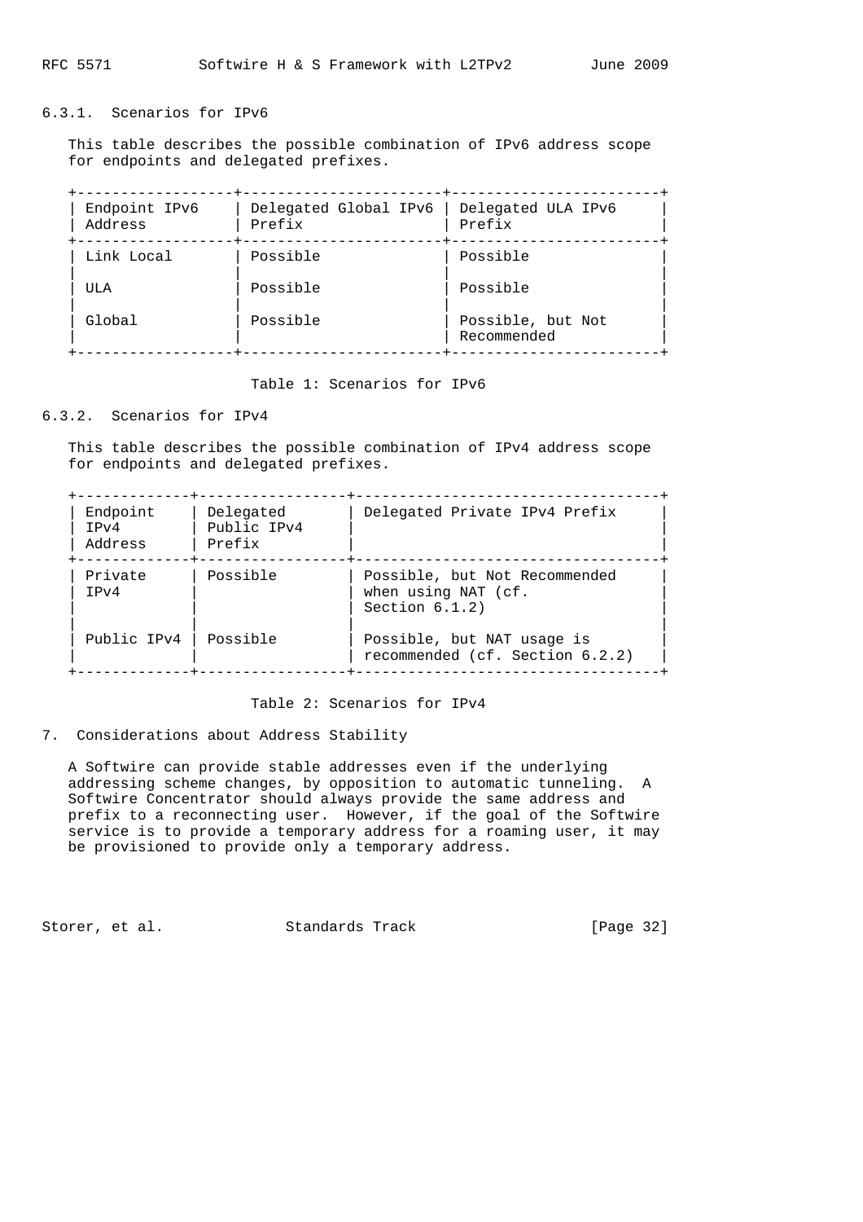### 6.3.1. Scenarios for IPv6

This table describes the possible combination of IPv6 address scope for endpoints and delegated prefixes.

| Endpoint IPv6 Address | Delegated Global IPv6 Prefix | Delegated ULA IPv6 Prefix |
|---|---|---|
| Link Local | Possible | Possible |
| ULA | Possible | Possible |
| Global | Possible | Possible, but Not Recommended |

Table 1: Scenarios for IPv6

### 6.3.2. Scenarios for IPv4

This table describes the possible combination of IPv4 address scope for endpoints and delegated prefixes.

| Endpoint IPv4 Address | Delegated Public IPv4 Prefix | Delegated Private IPv4 Prefix |
|---|---|---|
| Private IPv4 | Possible | Possible, but Not Recommended when using NAT (cf. Section 6.1.2) |
| Public IPv4 | Possible | Possible, but NAT usage is recommended (cf. Section 6.2.2) |

Table 2: Scenarios for IPv4

## 7. Considerations about Address Stability

A Softwire can provide stable addresses even if the underlying addressing scheme changes, by opposition to automatic tunneling. A Softwire Concentrator should always provide the same address and prefix to a reconnecting user. However, if the goal of the Softwire service is to provide a temporary address for a roaming user, it may be provisioned to provide only a temporary address.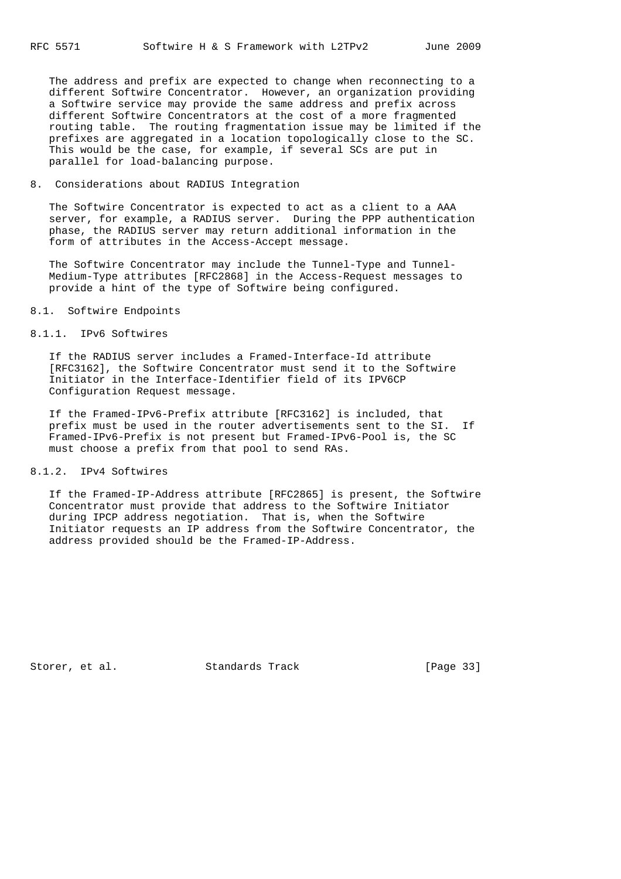The address and prefix are expected to change when reconnecting to a different Softwire Concentrator. However, an organization providing a Softwire service may provide the same address and prefix across different Softwire Concentrators at the cost of a more fragmented routing table. The routing fragmentation issue may be limited if the prefixes are aggregated in a location topologically close to the SC. This would be the case, for example, if several SCs are put in parallel for load-balancing purpose.

## 8. Considerations about RADIUS Integration

The Softwire Concentrator is expected to act as a client to a AAA server, for example, a RADIUS server. During the PPP authentication phase, the RADIUS server may return additional information in the form of attributes in the Access-Accept message.

The Softwire Concentrator may include the Tunnel-Type and Tunnel-Medium-Type attributes [RFC2868] in the Access-Request messages to provide a hint of the type of Softwire being configured.

### 8.1. Softwire Endpoints

#### 8.1.1. IPv6 Softwires

If the RADIUS server includes a Framed-Interface-Id attribute [RFC3162], the Softwire Concentrator must send it to the Softwire Initiator in the Interface-Identifier field of its IPV6CP Configuration Request message.

If the Framed-IPv6-Prefix attribute [RFC3162] is included, that prefix must be used in the router advertisements sent to the SI. If Framed-IPv6-Prefix is not present but Framed-IPv6-Pool is, the SC must choose a prefix from that pool to send RAs.

#### 8.1.2. IPv4 Softwires

If the Framed-IP-Address attribute [RFC2865] is present, the Softwire Concentrator must provide that address to the Softwire Initiator during IPCP address negotiation. That is, when the Softwire Initiator requests an IP address from the Softwire Concentrator, the address provided should be the Framed-IP-Address.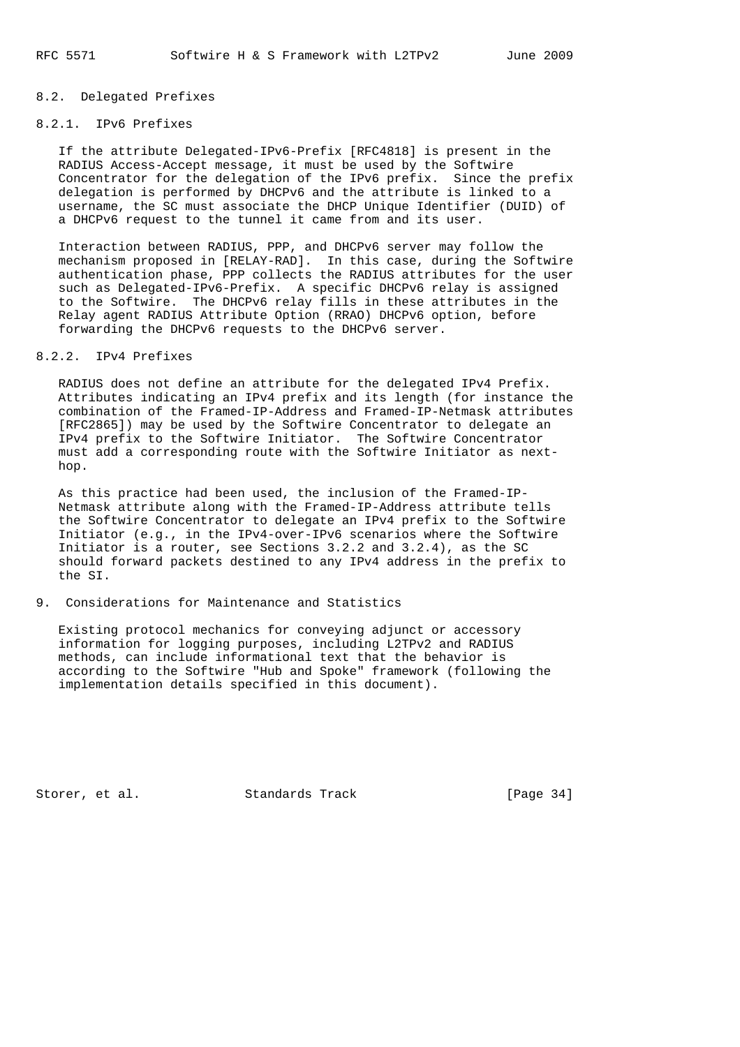### 8.2. Delegated Prefixes

#### 8.2.1. IPv6 Prefixes

If the attribute Delegated-IPv6-Prefix [RFC4818] is present in the RADIUS Access-Accept message, it must be used by the Softwire Concentrator for the delegation of the IPv6 prefix. Since the prefix delegation is performed by DHCPv6 and the attribute is linked to a username, the SC must associate the DHCP Unique Identifier (DUID) of a DHCPv6 request to the tunnel it came from and its user.

Interaction between RADIUS, PPP, and DHCPv6 server may follow the mechanism proposed in [RELAY-RAD]. In this case, during the Softwire authentication phase, PPP collects the RADIUS attributes for the user such as Delegated-IPv6-Prefix. A specific DHCPv6 relay is assigned to the Softwire. The DHCPv6 relay fills in these attributes in the Relay agent RADIUS Attribute Option (RRAO) DHCPv6 option, before forwarding the DHCPv6 requests to the DHCPv6 server.

#### 8.2.2. IPv4 Prefixes

RADIUS does not define an attribute for the delegated IPv4 Prefix. Attributes indicating an IPv4 prefix and its length (for instance the combination of the Framed-IP-Address and Framed-IP-Netmask attributes [RFC2865]) may be used by the Softwire Concentrator to delegate an IPv4 prefix to the Softwire Initiator. The Softwire Concentrator must add a corresponding route with the Softwire Initiator as next-hop.

As this practice had been used, the inclusion of the Framed-IP-Netmask attribute along with the Framed-IP-Address attribute tells the Softwire Concentrator to delegate an IPv4 prefix to the Softwire Initiator (e.g., in the IPv4-over-IPv6 scenarios where the Softwire Initiator is a router, see Sections 3.2.2 and 3.2.4), as the SC should forward packets destined to any IPv4 address in the prefix to the SI.

## 9. Considerations for Maintenance and Statistics

Existing protocol mechanics for conveying adjunct or accessory information for logging purposes, including L2TPv2 and RADIUS methods, can include informational text that the behavior is according to the Softwire "Hub and Spoke" framework (following the implementation details specified in this document).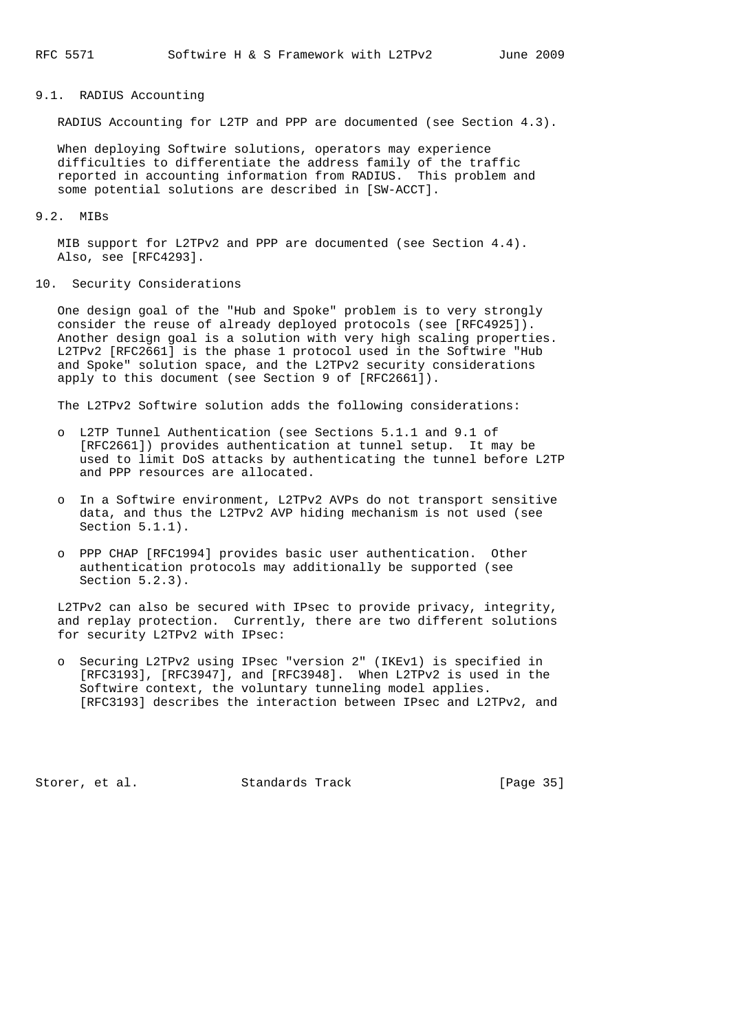### 9.1. RADIUS Accounting

RADIUS Accounting for L2TP and PPP are documented (see Section 4.3).

When deploying Softwire solutions, operators may experience difficulties to differentiate the address family of the traffic reported in accounting information from RADIUS. This problem and some potential solutions are described in [SW-ACCT].

### 9.2. MIBs

MIB support for L2TPv2 and PPP are documented (see Section 4.4). Also, see [RFC4293].

## 10. Security Considerations

One design goal of the "Hub and Spoke" problem is to very strongly consider the reuse of already deployed protocols (see [RFC4925]). Another design goal is a solution with very high scaling properties. L2TPv2 [RFC2661] is the phase 1 protocol used in the Softwire "Hub and Spoke" solution space, and the L2TPv2 security considerations apply to this document (see Section 9 of [RFC2661]).

The L2TPv2 Softwire solution adds the following considerations:

- L2TP Tunnel Authentication (see Sections 5.1.1 and 9.1 of [RFC2661]) provides authentication at tunnel setup. It may be used to limit DoS attacks by authenticating the tunnel before L2TP and PPP resources are allocated.
- In a Softwire environment, L2TPv2 AVPs do not transport sensitive data, and thus the L2TPv2 AVP hiding mechanism is not used (see Section 5.1.1).
- PPP CHAP [RFC1994] provides basic user authentication. Other authentication protocols may additionally be supported (see Section 5.2.3).

L2TPv2 can also be secured with IPsec to provide privacy, integrity, and replay protection. Currently, there are two different solutions for security L2TPv2 with IPsec:

- Securing L2TPv2 using IPsec "version 2" (IKEv1) is specified in [RFC3193], [RFC3947], and [RFC3948]. When L2TPv2 is used in the Softwire context, the voluntary tunneling model applies. [RFC3193] describes the interaction between IPsec and L2TPv2, and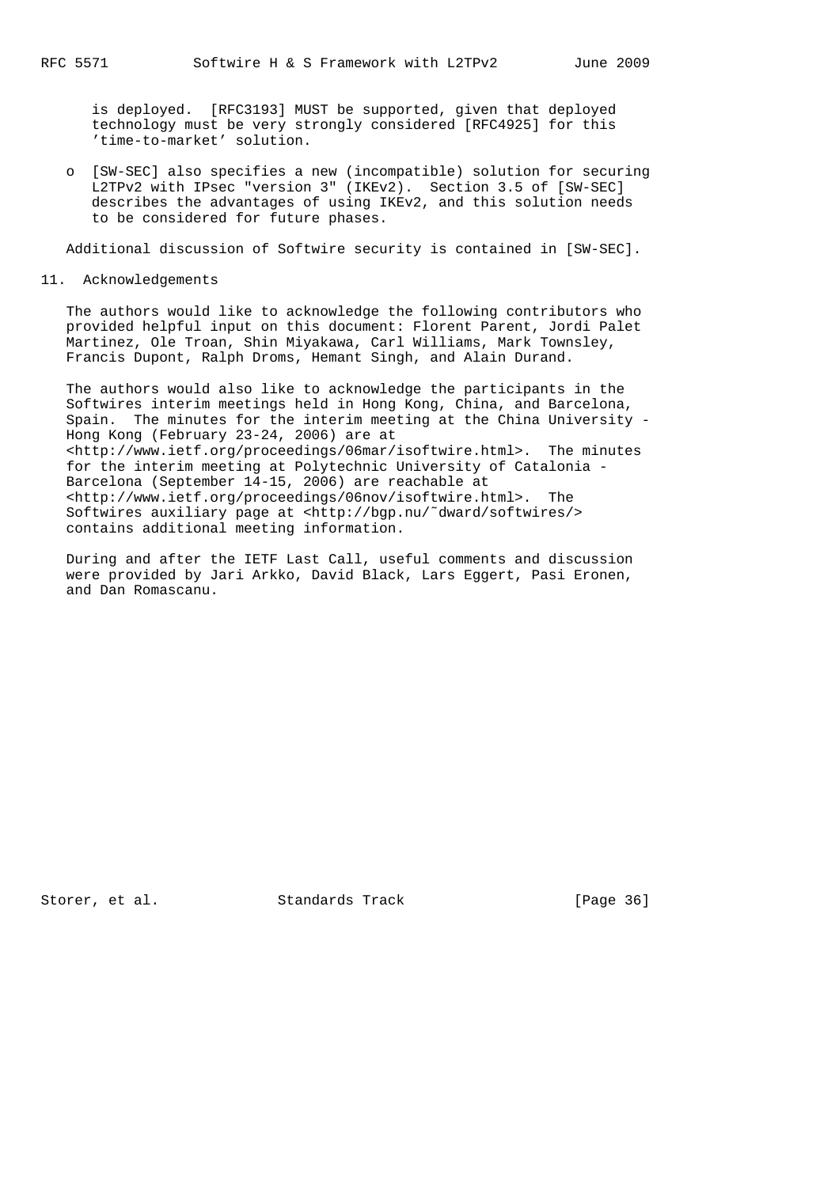is deployed. [RFC3193] MUST be supported, given that deployed technology must be very strongly considered [RFC4925] for this 'time-to-market' solution.

- [SW-SEC] also specifies a new (incompatible) solution for securing L2TPv2 with IPsec "version 3" (IKEv2). Section 3.5 of [SW-SEC] describes the advantages of using IKEv2, and this solution needs to be considered for future phases.

Additional discussion of Softwire security is contained in [SW-SEC].

## 11. Acknowledgements

The authors would like to acknowledge the following contributors who provided helpful input on this document: Florent Parent, Jordi Palet Martinez, Ole Troan, Shin Miyakawa, Carl Williams, Mark Townsley, Francis Dupont, Ralph Droms, Hemant Singh, and Alain Durand.

The authors would also like to acknowledge the participants in the Softwires interim meetings held in Hong Kong, China, and Barcelona, Spain. The minutes for the interim meeting at the China University - Hong Kong (February 23-24, 2006) are at <http://www.ietf.org/proceedings/06mar/isoftwire.html>. The minutes for the interim meeting at Polytechnic University of Catalonia - Barcelona (September 14-15, 2006) are reachable at <http://www.ietf.org/proceedings/06nov/isoftwire.html>. The Softwires auxiliary page at <http://bgp.nu/~dward/softwires/> contains additional meeting information.

During and after the IETF Last Call, useful comments and discussion were provided by Jari Arkko, David Black, Lars Eggert, Pasi Eronen, and Dan Romascanu.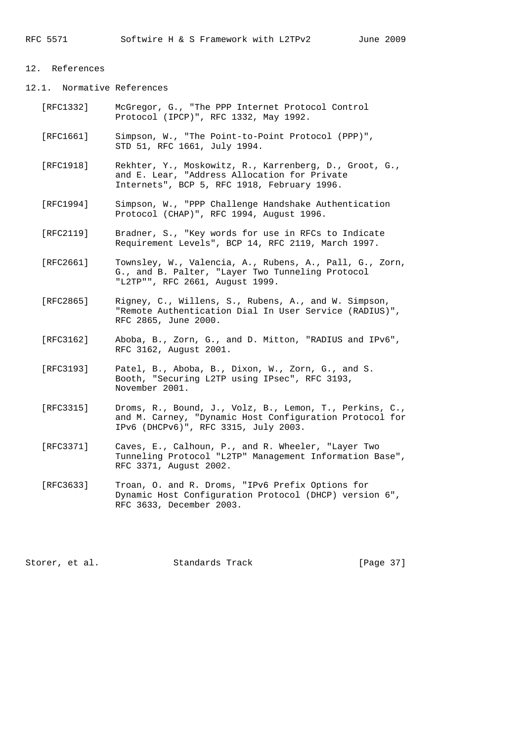## 12. References

### 12.1. Normative References

[RFC1332] McGregor, G., "The PPP Internet Protocol Control Protocol (IPCP)", RFC 1332, May 1992.

[RFC1661] Simpson, W., "The Point-to-Point Protocol (PPP)", STD 51, RFC 1661, July 1994.

[RFC1918] Rekhter, Y., Moskowitz, R., Karrenberg, D., Groot, G., and E. Lear, "Address Allocation for Private Internets", BCP 5, RFC 1918, February 1996.

[RFC1994] Simpson, W., "PPP Challenge Handshake Authentication Protocol (CHAP)", RFC 1994, August 1996.

[RFC2119] Bradner, S., "Key words for use in RFCs to Indicate Requirement Levels", BCP 14, RFC 2119, March 1997.

[RFC2661] Townsley, W., Valencia, A., Rubens, A., Pall, G., Zorn, G., and B. Palter, "Layer Two Tunneling Protocol "L2TP"", RFC 2661, August 1999.

[RFC2865] Rigney, C., Willens, S., Rubens, A., and W. Simpson, "Remote Authentication Dial In User Service (RADIUS)", RFC 2865, June 2000.

[RFC3162] Aboba, B., Zorn, G., and D. Mitton, "RADIUS and IPv6", RFC 3162, August 2001.

[RFC3193] Patel, B., Aboba, B., Dixon, W., Zorn, G., and S. Booth, "Securing L2TP using IPsec", RFC 3193, November 2001.

[RFC3315] Droms, R., Bound, J., Volz, B., Lemon, T., Perkins, C., and M. Carney, "Dynamic Host Configuration Protocol for IPv6 (DHCPv6)", RFC 3315, July 2003.

[RFC3371] Caves, E., Calhoun, P., and R. Wheeler, "Layer Two Tunneling Protocol "L2TP" Management Information Base", RFC 3371, August 2002.

[RFC3633] Troan, O. and R. Droms, "IPv6 Prefix Options for Dynamic Host Configuration Protocol (DHCP) version 6", RFC 3633, December 2003.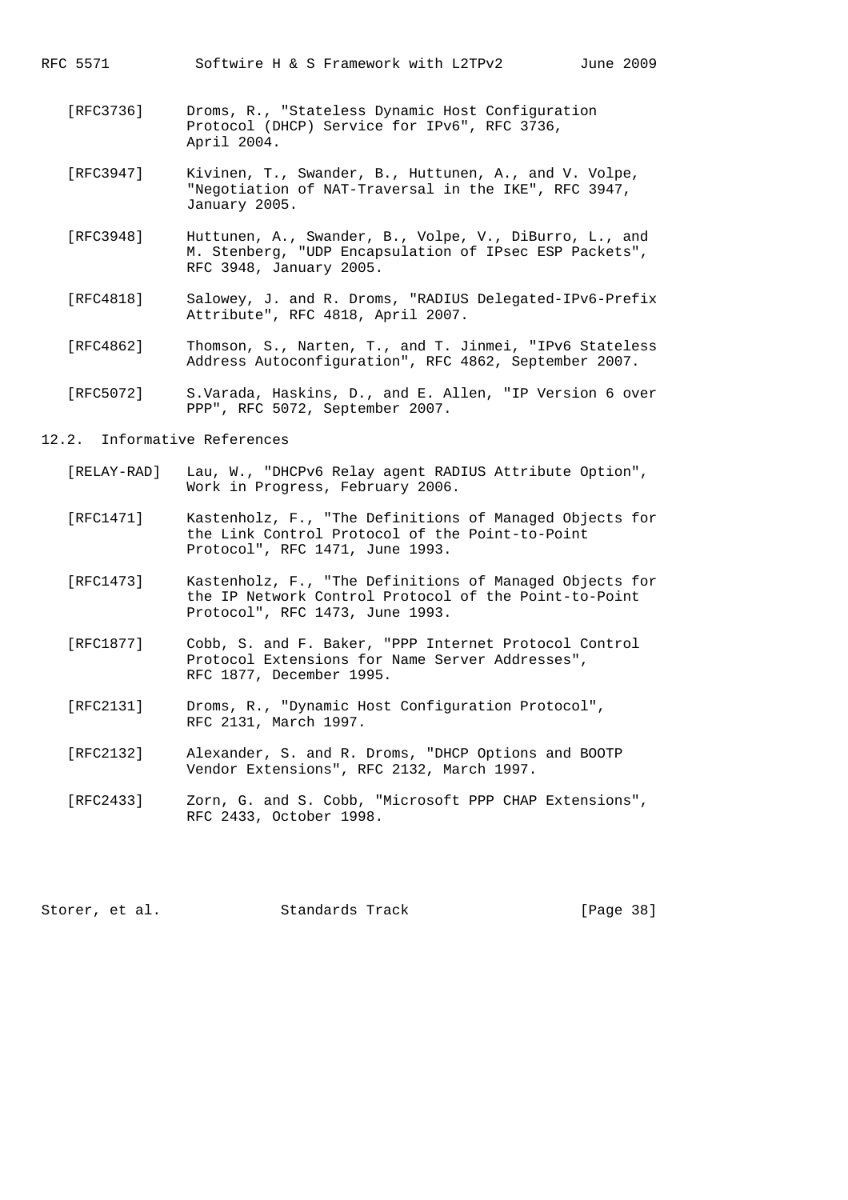[RFC3736] Droms, R., "Stateless Dynamic Host Configuration Protocol (DHCP) Service for IPv6", RFC 3736, April 2004.

[RFC3947] Kivinen, T., Swander, B., Huttunen, A., and V. Volpe, "Negotiation of NAT-Traversal in the IKE", RFC 3947, January 2005.

[RFC3948] Huttunen, A., Swander, B., Volpe, V., DiBurro, L., and M. Stenberg, "UDP Encapsulation of IPsec ESP Packets", RFC 3948, January 2005.

[RFC4818] Salowey, J. and R. Droms, "RADIUS Delegated-IPv6-Prefix Attribute", RFC 4818, April 2007.

[RFC4862] Thomson, S., Narten, T., and T. Jinmei, "IPv6 Stateless Address Autoconfiguration", RFC 4862, September 2007.

[RFC5072] S.Varada, Haskins, D., and E. Allen, "IP Version 6 over PPP", RFC 5072, September 2007.

### 12.2. Informative References

[RELAY-RAD] Lau, W., "DHCPv6 Relay agent RADIUS Attribute Option", Work in Progress, February 2006.

[RFC1471] Kastenholz, F., "The Definitions of Managed Objects for the Link Control Protocol of the Point-to-Point Protocol", RFC 1471, June 1993.

[RFC1473] Kastenholz, F., "The Definitions of Managed Objects for the IP Network Control Protocol of the Point-to-Point Protocol", RFC 1473, June 1993.

[RFC1877] Cobb, S. and F. Baker, "PPP Internet Protocol Control Protocol Extensions for Name Server Addresses", RFC 1877, December 1995.

[RFC2131] Droms, R., "Dynamic Host Configuration Protocol", RFC 2131, March 1997.

[RFC2132] Alexander, S. and R. Droms, "DHCP Options and BOOTP Vendor Extensions", RFC 2132, March 1997.

[RFC2433] Zorn, G. and S. Cobb, "Microsoft PPP CHAP Extensions", RFC 2433, October 1998.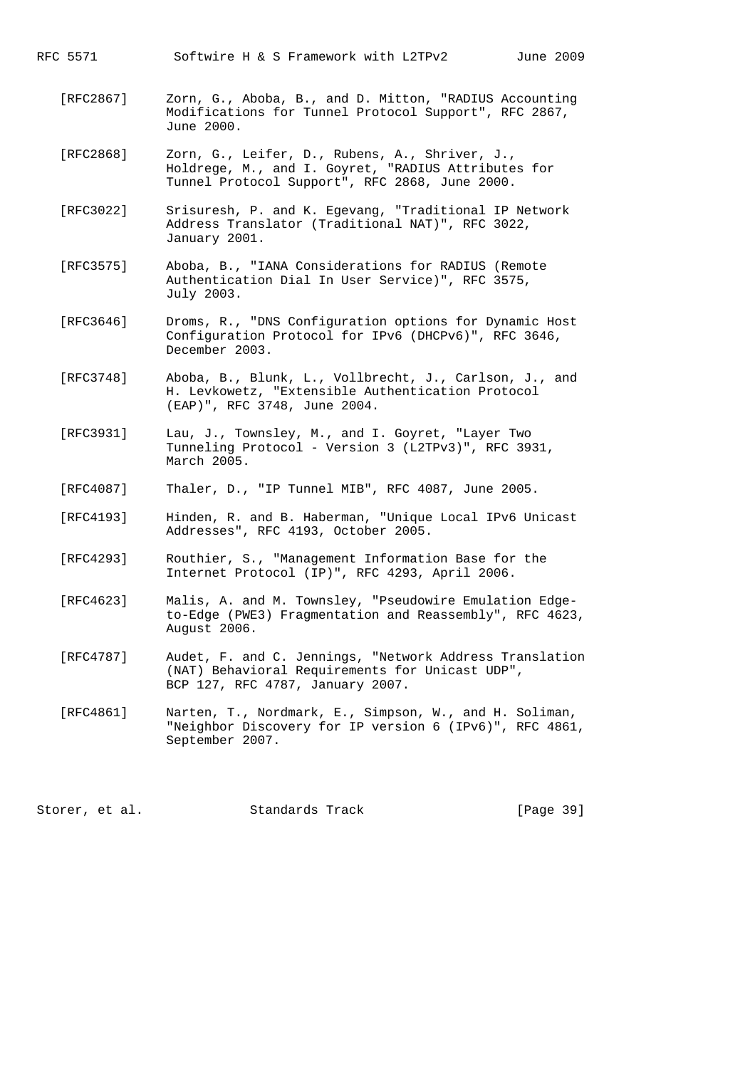[RFC2867] Zorn, G., Aboba, B., and D. Mitton, "RADIUS Accounting Modifications for Tunnel Protocol Support", RFC 2867, June 2000.

[RFC2868] Zorn, G., Leifer, D., Rubens, A., Shriver, J., Holdrege, M., and I. Goyret, "RADIUS Attributes for Tunnel Protocol Support", RFC 2868, June 2000.

[RFC3022] Srisuresh, P. and K. Egevang, "Traditional IP Network Address Translator (Traditional NAT)", RFC 3022, January 2001.

[RFC3575] Aboba, B., "IANA Considerations for RADIUS (Remote Authentication Dial In User Service)", RFC 3575, July 2003.

[RFC3646] Droms, R., "DNS Configuration options for Dynamic Host Configuration Protocol for IPv6 (DHCPv6)", RFC 3646, December 2003.

[RFC3748] Aboba, B., Blunk, L., Vollbrecht, J., Carlson, J., and H. Levkowetz, "Extensible Authentication Protocol (EAP)", RFC 3748, June 2004.

[RFC3931] Lau, J., Townsley, M., and I. Goyret, "Layer Two Tunneling Protocol - Version 3 (L2TPv3)", RFC 3931, March 2005.

[RFC4087] Thaler, D., "IP Tunnel MIB", RFC 4087, June 2005.

[RFC4193] Hinden, R. and B. Haberman, "Unique Local IPv6 Unicast Addresses", RFC 4193, October 2005.

[RFC4293] Routhier, S., "Management Information Base for the Internet Protocol (IP)", RFC 4293, April 2006.

[RFC4623] Malis, A. and M. Townsley, "Pseudowire Emulation Edge-to-Edge (PWE3) Fragmentation and Reassembly", RFC 4623, August 2006.

[RFC4787] Audet, F. and C. Jennings, "Network Address Translation (NAT) Behavioral Requirements for Unicast UDP", BCP 127, RFC 4787, January 2007.

[RFC4861] Narten, T., Nordmark, E., Simpson, W., and H. Soliman, "Neighbor Discovery for IP version 6 (IPv6)", RFC 4861, September 2007.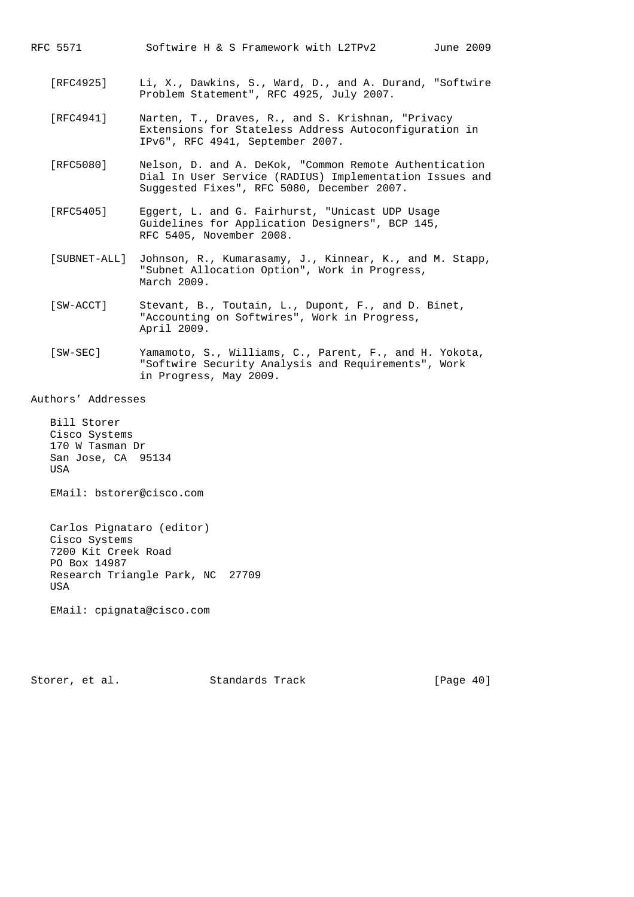[RFC4925] Li, X., Dawkins, S., Ward, D., and A. Durand, "Softwire Problem Statement", RFC 4925, July 2007.

[RFC4941] Narten, T., Draves, R., and S. Krishnan, "Privacy Extensions for Stateless Address Autoconfiguration in IPv6", RFC 4941, September 2007.

[RFC5080] Nelson, D. and A. DeKok, "Common Remote Authentication Dial In User Service (RADIUS) Implementation Issues and Suggested Fixes", RFC 5080, December 2007.

[RFC5405] Eggert, L. and G. Fairhurst, "Unicast UDP Usage Guidelines for Application Designers", BCP 145, RFC 5405, November 2008.

[SUBNET-ALL] Johnson, R., Kumarasamy, J., Kinnear, K., and M. Stapp, "Subnet Allocation Option", Work in Progress, March 2009.

[SW-ACCT] Stevant, B., Toutain, L., Dupont, F., and D. Binet, "Accounting on Softwires", Work in Progress, April 2009.

[SW-SEC] Yamamoto, S., Williams, C., Parent, F., and H. Yokota, "Softwire Security Analysis and Requirements", Work in Progress, May 2009.

## Authors' Addresses

Bill Storer
Cisco Systems
170 W Tasman Dr
San Jose, CA 95134
USA

EMail: bstorer@cisco.com

Carlos Pignataro (editor)
Cisco Systems
7200 Kit Creek Road
PO Box 14987
Research Triangle Park, NC 27709
USA

EMail: cpignata@cisco.com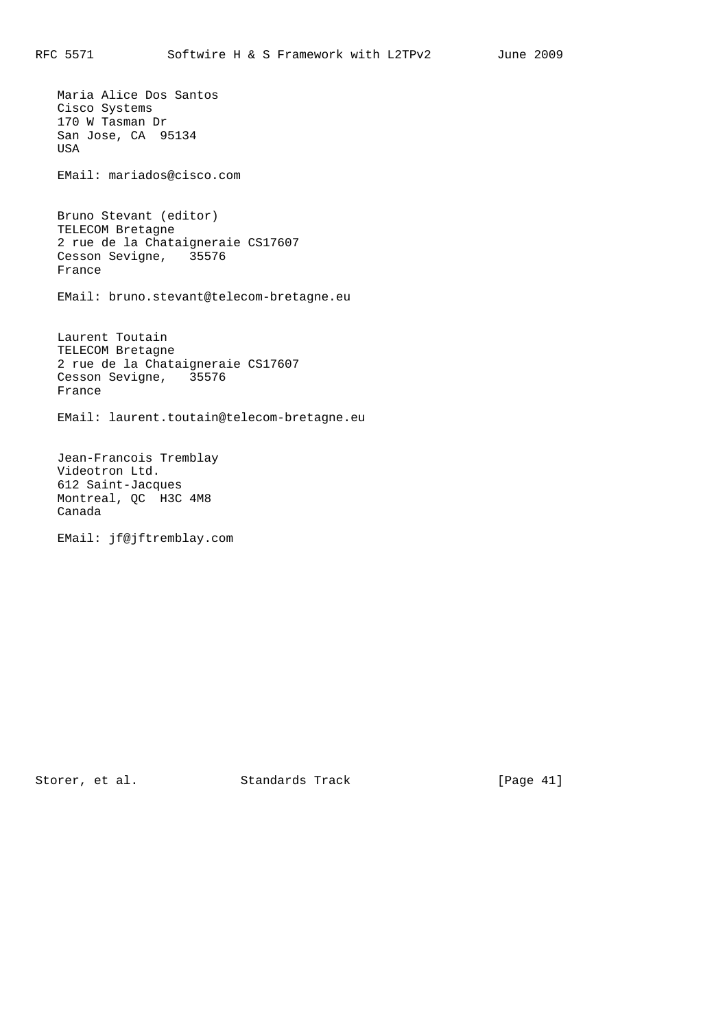Maria Alice Dos Santos
Cisco Systems
170 W Tasman Dr
San Jose, CA 95134
USA

EMail: mariados@cisco.com

Bruno Stevant (editor)
TELECOM Bretagne
2 rue de la Chataigneraie CS17607
Cesson Sevigne, 35576
France

EMail: bruno.stevant@telecom-bretagne.eu

Laurent Toutain
TELECOM Bretagne
2 rue de la Chataigneraie CS17607
Cesson Sevigne, 35576
France

EMail: laurent.toutain@telecom-bretagne.eu

Jean-Francois Tremblay
Videotron Ltd.
612 Saint-Jacques
Montreal, QC H3C 4M8
Canada

EMail: jf@jftremblay.com